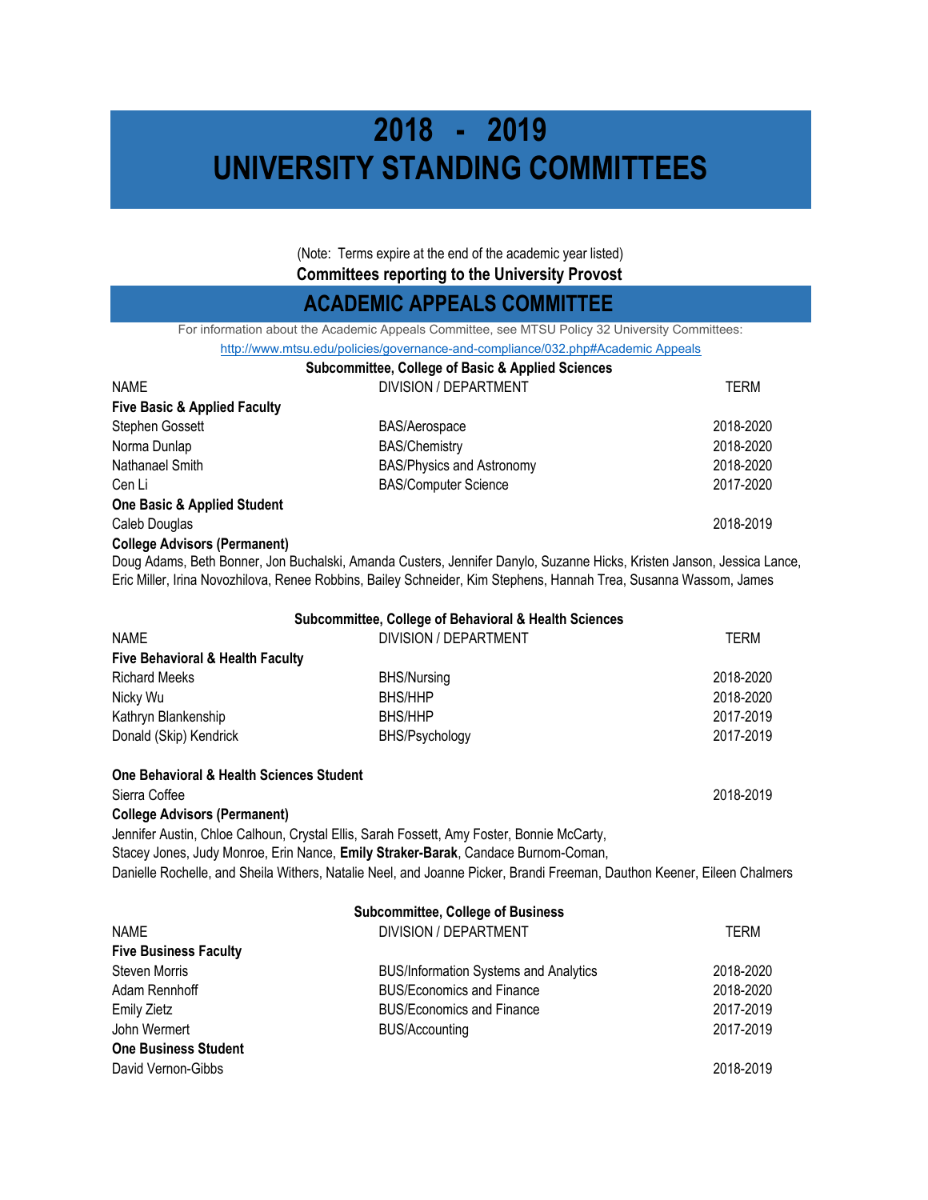# 2018 - 2019
# UNIVERSITY STANDING COMMITTEES

(Note: Terms expire at the end of the academic year listed)

**Committees reporting to the University Provost**

## ACADEMIC APPEALS COMMITTEE

For information about the Academic Appeals Committee, see MTSU Policy 32 University Committees:
http://www.mtsu.edu/policies/governance-and-compliance/032.php#Academic Appeals

### Subcommittee, College of Basic & Applied Sciences

| NAME | DIVISION / DEPARTMENT | TERM |
|---|---|---|
| **Five Basic & Applied Faculty** | | |
| Stephen Gossett | BAS/Aerospace | 2018-2020 |
| Norma Dunlap | BAS/Chemistry | 2018-2020 |
| Nathanael Smith | BAS/Physics and Astronomy | 2018-2020 |
| Cen Li | BAS/Computer Science | 2017-2020 |
| **One Basic & Applied Student** | | |
| Caleb Douglas | | 2018-2019 |

**College Advisors (Permanent)**

Doug Adams, Beth Bonner, Jon Buchalski, Amanda Custers, Jennifer Danylo, Suzanne Hicks, Kristen Janson, Jessica Lance, Eric Miller, Irina Novozhilova, Renee Robbins, Bailey Schneider, Kim Stephens, Hannah Trea, Susanna Wassom, James

### Subcommittee, College of Behavioral & Health Sciences

| NAME | DIVISION / DEPARTMENT | TERM |
|---|---|---|
| **Five Behavioral & Health Faculty** | | |
| Richard Meeks | BHS/Nursing | 2018-2020 |
| Nicky Wu | BHS/HHP | 2018-2020 |
| Kathryn Blankenship | BHS/HHP | 2017-2019 |
| Donald (Skip) Kendrick | BHS/Psychology | 2017-2019 |
| **One Behavioral & Health Sciences Student** | | |
| Sierra Coffee | | 2018-2019 |

**College Advisors (Permanent)**

Jennifer Austin, Chloe Calhoun, Crystal Ellis, Sarah Fossett, Amy Foster, Bonnie McCarty, Stacey Jones, Judy Monroe, Erin Nance, **Emily Straker-Barak**, Candace Burnom-Coman, Danielle Rochelle, and Sheila Withers, Natalie Neel, and Joanne Picker, Brandi Freeman, Dauthon Keener, Eileen Chalmers

### Subcommittee, College of Business

| NAME | DIVISION / DEPARTMENT | TERM |
|---|---|---|
| **Five Business Faculty** | | |
| Steven Morris | BUS/Information Systems and Analytics | 2018-2020 |
| Adam Rennhoff | BUS/Economics and Finance | 2018-2020 |
| Emily Zietz | BUS/Economics and Finance | 2017-2019 |
| John Wermert | BUS/Accounting | 2017-2019 |
| **One Business Student** | | |
| David Vernon-Gibbs | | 2018-2019 |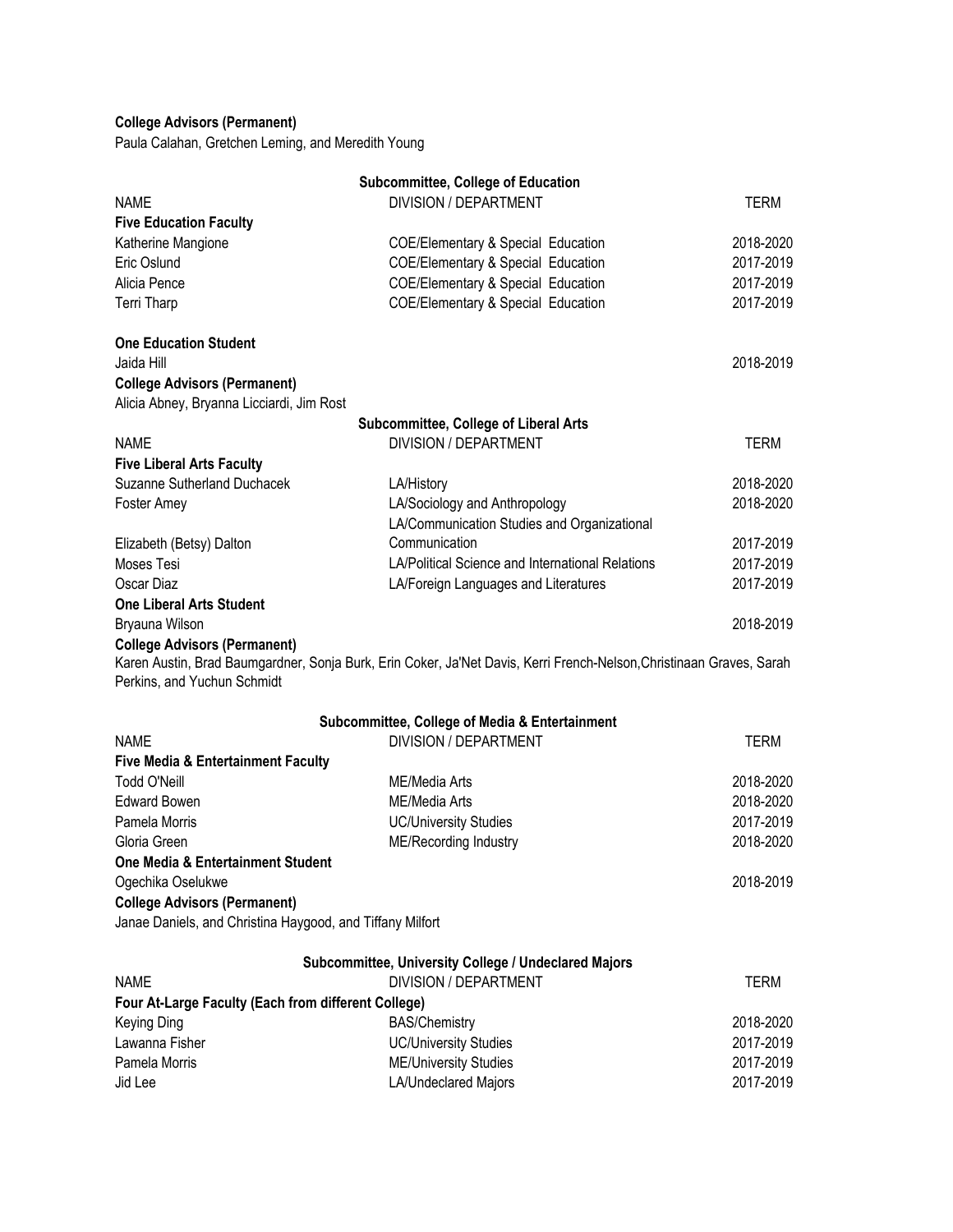**College Advisors (Permanent)**

Paula Calahan, Gretchen Leming, and Meredith Young

### Subcommittee, College of Education

| NAME | DIVISION / DEPARTMENT | TERM |
|---|---|---|
| **Five Education Faculty** | | |
| Katherine Mangione | COE/Elementary & Special Education | 2018-2020 |
| Eric Oslund | COE/Elementary & Special Education | 2017-2019 |
| Alicia Pence | COE/Elementary & Special Education | 2017-2019 |
| Terri Tharp | COE/Elementary & Special Education | 2017-2019 |
| **One Education Student** | | |
| Jaida Hill | | 2018-2019 |

**College Advisors (Permanent)**

Alicia Abney, Bryanna Licciardi, Jim Rost

### Subcommittee, College of Liberal Arts

| NAME | DIVISION / DEPARTMENT | TERM |
|---|---|---|
| **Five Liberal Arts Faculty** | | |
| Suzanne Sutherland Duchacek | LA/History | 2018-2020 |
| Foster Amey | LA/Sociology and Anthropology | 2018-2020 |
| Elizabeth (Betsy) Dalton | LA/Communication Studies and Organizational Communication | 2017-2019 |
| Moses Tesi | LA/Political Science and International Relations | 2017-2019 |
| Oscar Diaz | LA/Foreign Languages and Literatures | 2017-2019 |
| **One Liberal Arts Student** | | |
| Bryauna Wilson | | 2018-2019 |

**College Advisors (Permanent)**

Karen Austin, Brad Baumgardner, Sonja Burk, Erin Coker, Ja'Net Davis, Kerri French-Nelson,Christinaan Graves, Sarah Perkins, and Yuchun Schmidt

### Subcommittee, College of Media & Entertainment

| NAME | DIVISION / DEPARTMENT | TERM |
|---|---|---|
| **Five Media & Entertainment Faculty** | | |
| Todd O'Neill | ME/Media Arts | 2018-2020 |
| Edward Bowen | ME/Media Arts | 2018-2020 |
| Pamela Morris | UC/University Studies | 2017-2019 |
| Gloria Green | ME/Recording Industry | 2018-2020 |
| **One Media & Entertainment Student** | | |
| Ogechika Oselukwe | | 2018-2019 |

**College Advisors (Permanent)**

Janae Daniels, and Christina Haygood, and Tiffany Milfort

### Subcommittee, University College / Undeclared Majors

| NAME | DIVISION / DEPARTMENT | TERM |
|---|---|---|
| **Four At-Large Faculty (Each from different College)** | | |
| Keying Ding | BAS/Chemistry | 2018-2020 |
| Lawanna Fisher | UC/University Studies | 2017-2019 |
| Pamela Morris | ME/University Studies | 2017-2019 |
| Jid Lee | LA/Undeclared Majors | 2017-2019 |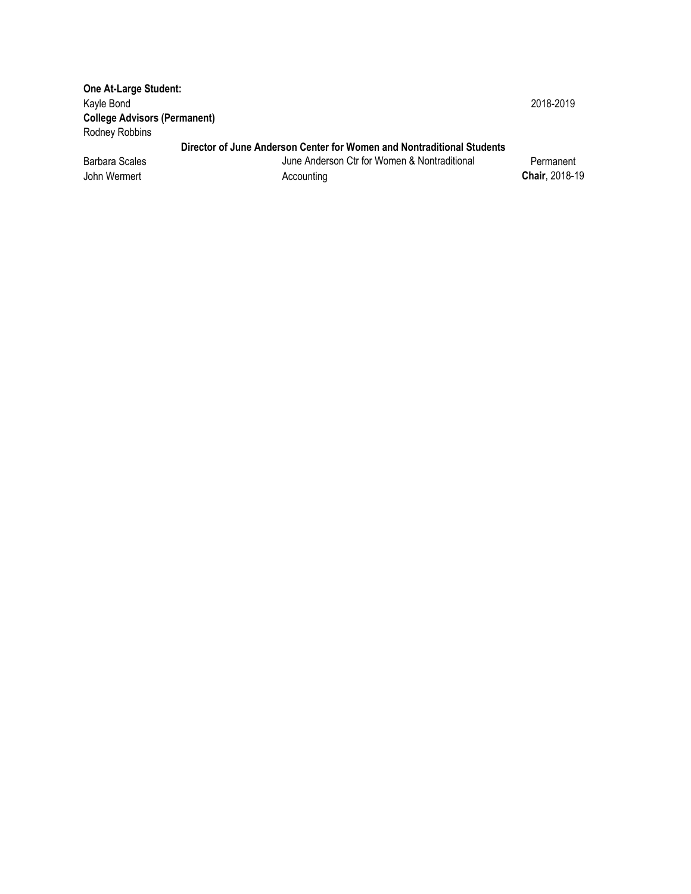**One At-Large Student:**

| | | |
|---|---|---|
| Kayle Bond | | 2018-2019 |

**College Advisors (Permanent)**

Rodney Robbins

**Director of June Anderson Center for Women and Nontraditional Students**

| | | |
|---|---|---|
| Barbara Scales | June Anderson Ctr for Women & Nontraditional | Permanent |
| John Wermert | Accounting | **Chair**, 2018-19 |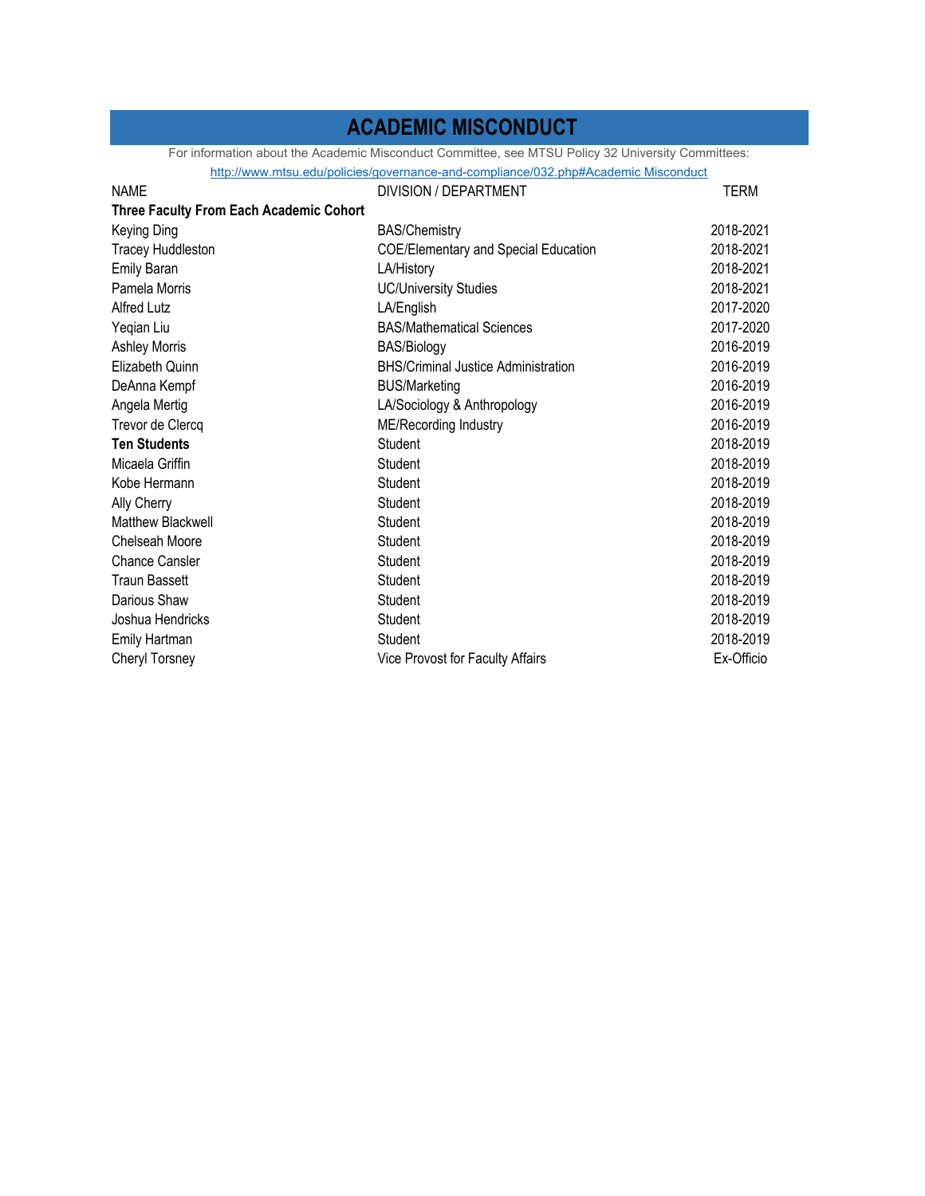# ACADEMIC MISCONDUCT

For information about the Academic Misconduct Committee, see MTSU Policy 32 University Committees: http://www.mtsu.edu/policies/governance-and-compliance/032.php#Academic Misconduct

| NAME | DIVISION / DEPARTMENT | TERM |
|---|---|---|
| **Three Faculty From Each Academic Cohort** | | |
| Keying Ding | BAS/Chemistry | 2018-2021 |
| Tracey Huddleston | COE/Elementary and Special Education | 2018-2021 |
| Emily Baran | LA/History | 2018-2021 |
| Pamela Morris | UC/University Studies | 2018-2021 |
| Alfred Lutz | LA/English | 2017-2020 |
| Yeqian Liu | BAS/Mathematical Sciences | 2017-2020 |
| Ashley Morris | BAS/Biology | 2016-2019 |
| Elizabeth Quinn | BHS/Criminal Justice Administration | 2016-2019 |
| DeAnna Kempf | BUS/Marketing | 2016-2019 |
| Angela Mertig | LA/Sociology & Anthropology | 2016-2019 |
| Trevor de Clercq | ME/Recording Industry | 2016-2019 |
| **Ten Students** | Student | 2018-2019 |
| Micaela Griffin | Student | 2018-2019 |
| Kobe Hermann | Student | 2018-2019 |
| Ally Cherry | Student | 2018-2019 |
| Matthew Blackwell | Student | 2018-2019 |
| Chelseah Moore | Student | 2018-2019 |
| Chance Cansler | Student | 2018-2019 |
| Traun Bassett | Student | 2018-2019 |
| Darious Shaw | Student | 2018-2019 |
| Joshua Hendricks | Student | 2018-2019 |
| Emily Hartman | Student | 2018-2019 |
| Cheryl Torsney | Vice Provost for Faculty Affairs | Ex-Officio |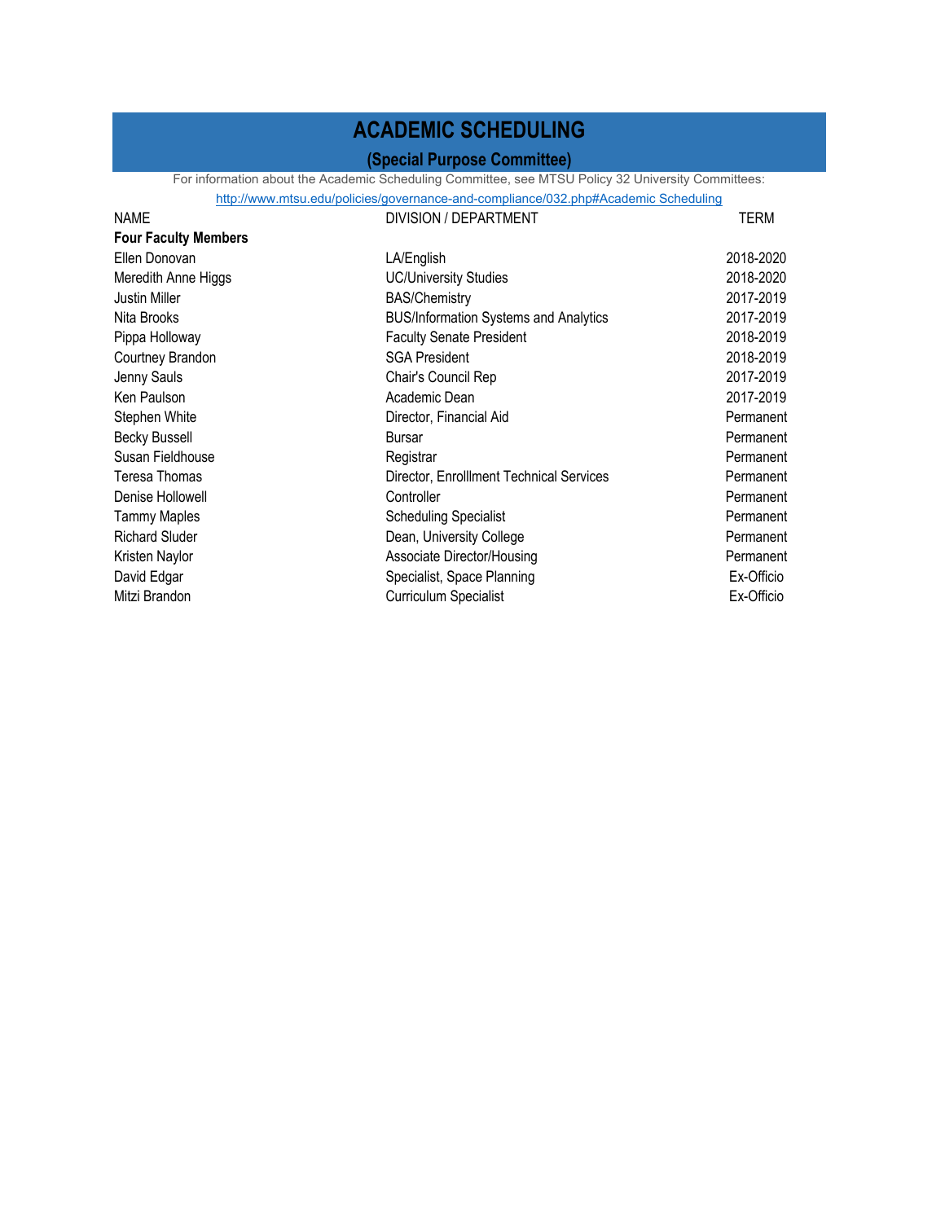# ACADEMIC SCHEDULING

## (Special Purpose Committee)

For information about the Academic Scheduling Committee, see MTSU Policy 32 University Committees:
http://www.mtsu.edu/policies/governance-and-compliance/032.php#Academic Scheduling

| NAME | DIVISION / DEPARTMENT | TERM |
|---|---|---|
| **Four Faculty Members** | | |
| Ellen Donovan | LA/English | 2018-2020 |
| Meredith Anne Higgs | UC/University Studies | 2018-2020 |
| Justin Miller | BAS/Chemistry | 2017-2019 |
| Nita Brooks | BUS/Information Systems and Analytics | 2017-2019 |
| Pippa Holloway | Faculty Senate President | 2018-2019 |
| Courtney Brandon | SGA President | 2018-2019 |
| Jenny Sauls | Chair's Council Rep | 2017-2019 |
| Ken Paulson | Academic Dean | 2017-2019 |
| Stephen White | Director, Financial Aid | Permanent |
| Becky Bussell | Bursar | Permanent |
| Susan Fieldhouse | Registrar | Permanent |
| Teresa Thomas | Director, Enrolllment Technical Services | Permanent |
| Denise Hollowell | Controller | Permanent |
| Tammy Maples | Scheduling Specialist | Permanent |
| Richard Sluder | Dean, University College | Permanent |
| Kristen Naylor | Associate Director/Housing | Permanent |
| David Edgar | Specialist, Space Planning | Ex-Officio |
| Mitzi Brandon | Curriculum Specialist | Ex-Officio |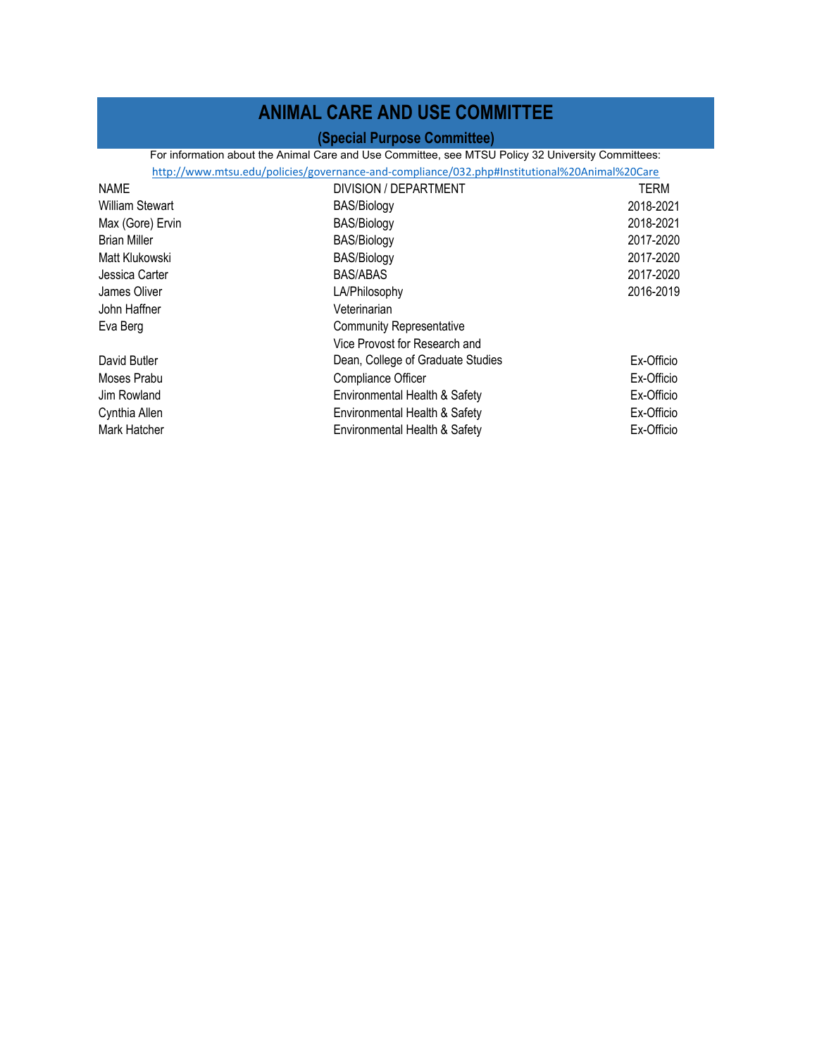# ANIMAL CARE AND USE COMMITTEE

## (Special Purpose Committee)

For information about the Animal Care and Use Committee, see MTSU Policy 32 University Committees:
http://www.mtsu.edu/policies/governance-and-compliance/032.php#Institutional%20Animal%20Care

| NAME | DIVISION / DEPARTMENT | TERM |
|---|---|---|
| William Stewart | BAS/Biology | 2018-2021 |
| Max (Gore) Ervin | BAS/Biology | 2018-2021 |
| Brian Miller | BAS/Biology | 2017-2020 |
| Matt Klukowski | BAS/Biology | 2017-2020 |
| Jessica Carter | BAS/ABAS | 2017-2020 |
| James Oliver | LA/Philosophy | 2016-2019 |
| John Haffner | Veterinarian | |
| Eva Berg | Community Representative | |
| David Butler | Vice Provost for Research and Dean, College of Graduate Studies | Ex-Officio |
| Moses Prabu | Compliance Officer | Ex-Officio |
| Jim Rowland | Environmental Health & Safety | Ex-Officio |
| Cynthia Allen | Environmental Health & Safety | Ex-Officio |
| Mark Hatcher | Environmental Health & Safety | Ex-Officio |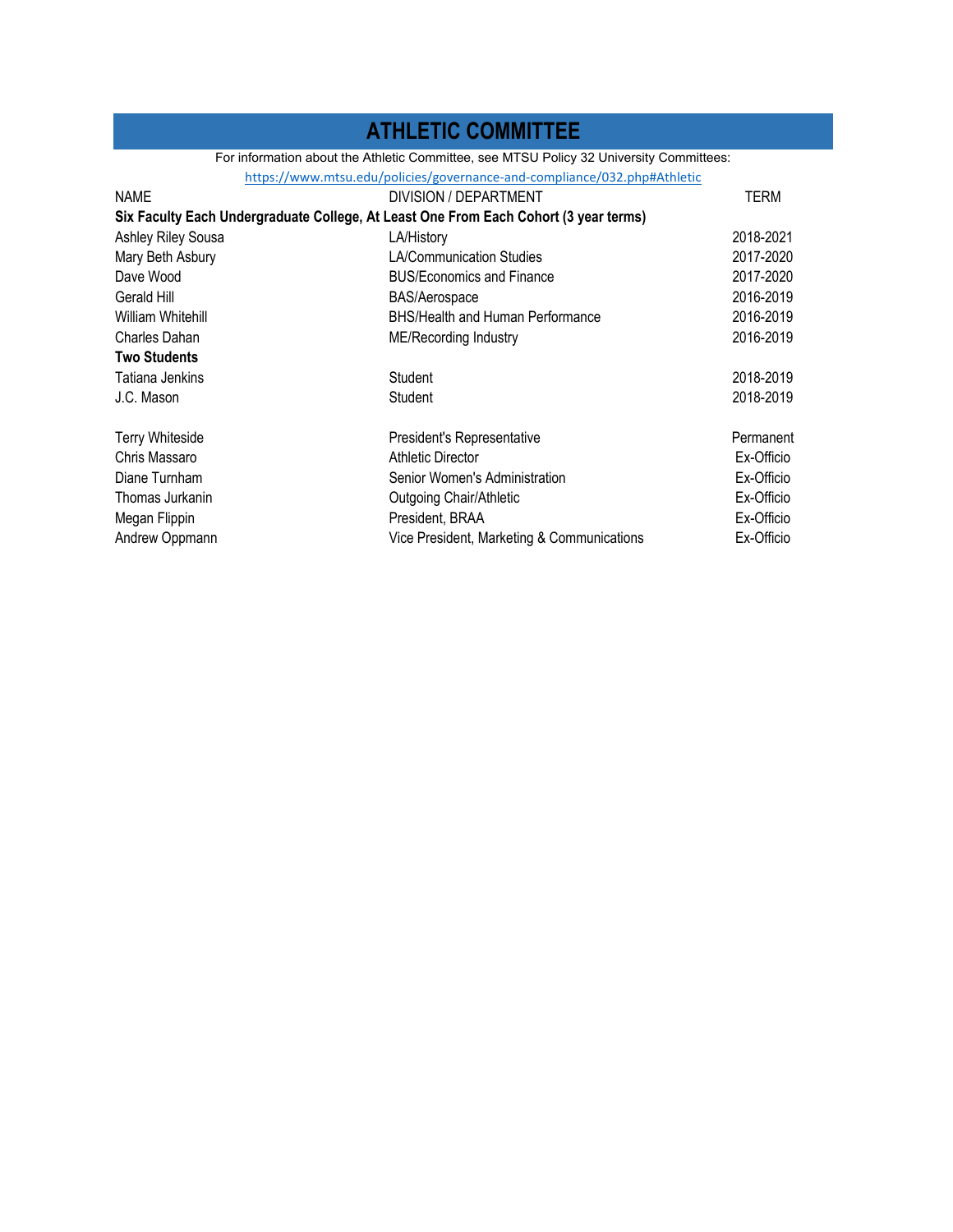# ATHLETIC COMMITTEE

For information about the Athletic Committee, see MTSU Policy 32 University Committees:
https://www.mtsu.edu/policies/governance-and-compliance/032.php#Athletic

| NAME | DIVISION / DEPARTMENT | TERM |
|---|---|---|
| **Six Faculty Each Undergraduate College, At Least One From Each Cohort (3 year terms)** | | |
| Ashley Riley Sousa | LA/History | 2018-2021 |
| Mary Beth Asbury | LA/Communication Studies | 2017-2020 |
| Dave Wood | BUS/Economics and Finance | 2017-2020 |
| Gerald Hill | BAS/Aerospace | 2016-2019 |
| William Whitehill | BHS/Health and Human Performance | 2016-2019 |
| Charles Dahan | ME/Recording Industry | 2016-2019 |
| **Two Students** | | |
| Tatiana Jenkins | Student | 2018-2019 |
| J.C. Mason | Student | 2018-2019 |
| | | |
| Terry Whiteside | President's Representative | Permanent |
| Chris Massaro | Athletic Director | Ex-Officio |
| Diane Turnham | Senior Women's Administration | Ex-Officio |
| Thomas Jurkanin | Outgoing Chair/Athletic | Ex-Officio |
| Megan Flippin | President, BRAA | Ex-Officio |
| Andrew Oppmann | Vice President, Marketing & Communications | Ex-Officio |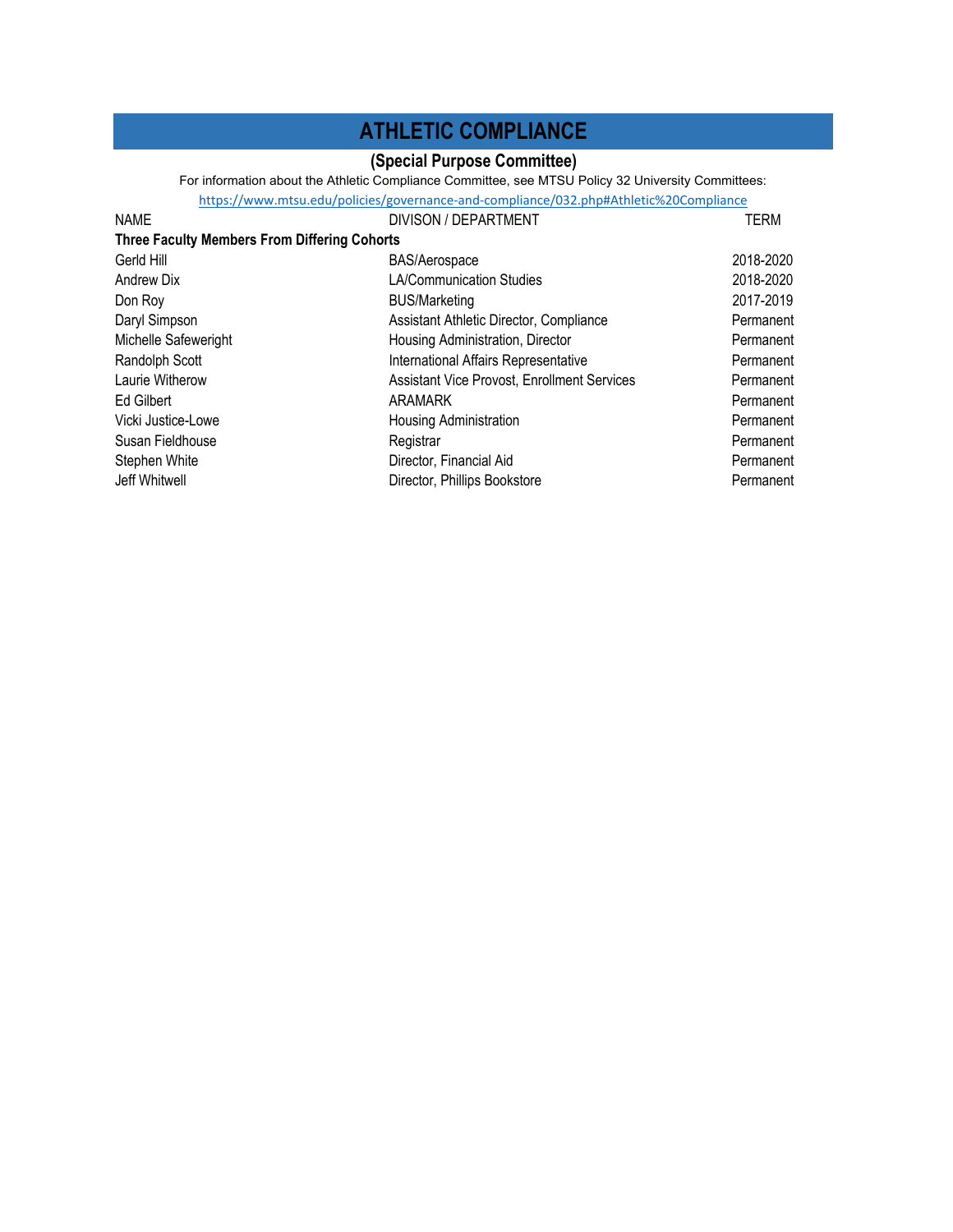# ATHLETIC COMPLIANCE

## (Special Purpose Committee)

For information about the Athletic Compliance Committee, see MTSU Policy 32 University Committees:
https://www.mtsu.edu/policies/governance-and-compliance/032.php#Athletic%20Compliance

| NAME | DIVISON / DEPARTMENT | TERM |
|---|---|---|
| **Three Faculty Members From Differing Cohorts** | | |
| Gerld Hill | BAS/Aerospace | 2018-2020 |
| Andrew Dix | LA/Communication Studies | 2018-2020 |
| Don Roy | BUS/Marketing | 2017-2019 |
| Daryl Simpson | Assistant Athletic Director, Compliance | Permanent |
| Michelle Safeweright | Housing Administration, Director | Permanent |
| Randolph Scott | International Affairs Representative | Permanent |
| Laurie Witherow | Assistant Vice Provost, Enrollment Services | Permanent |
| Ed Gilbert | ARAMARK | Permanent |
| Vicki Justice-Lowe | Housing Administration | Permanent |
| Susan Fieldhouse | Registrar | Permanent |
| Stephen White | Director, Financial Aid | Permanent |
| Jeff Whitwell | Director, Phillips Bookstore | Permanent |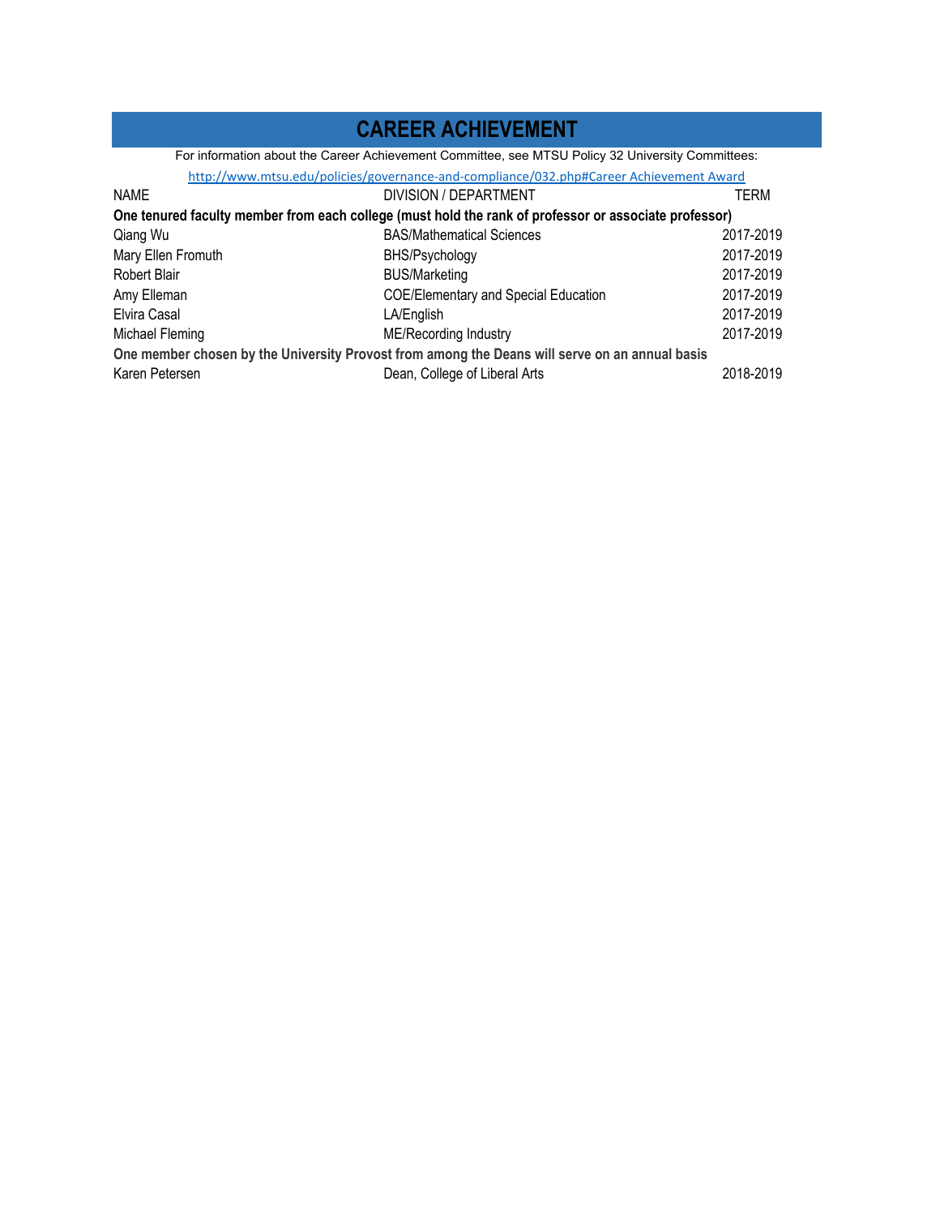# CAREER ACHIEVEMENT

For information about the Career Achievement Committee, see MTSU Policy 32 University Committees:

http://www.mtsu.edu/policies/governance-and-compliance/032.php#Career Achievement Award

| NAME | DIVISION / DEPARTMENT | TERM |
|---|---|---|
| **One tenured faculty member from each college (must hold the rank of professor or associate professor)** | | |
| Qiang Wu | BAS/Mathematical Sciences | 2017-2019 |
| Mary Ellen Fromuth | BHS/Psychology | 2017-2019 |
| Robert Blair | BUS/Marketing | 2017-2019 |
| Amy Elleman | COE/Elementary and Special Education | 2017-2019 |
| Elvira Casal | LA/English | 2017-2019 |
| Michael Fleming | ME/Recording Industry | 2017-2019 |
| **One member chosen by the University Provost from among the Deans will serve on an annual basis** | | |
| Karen Petersen | Dean, College of Liberal Arts | 2018-2019 |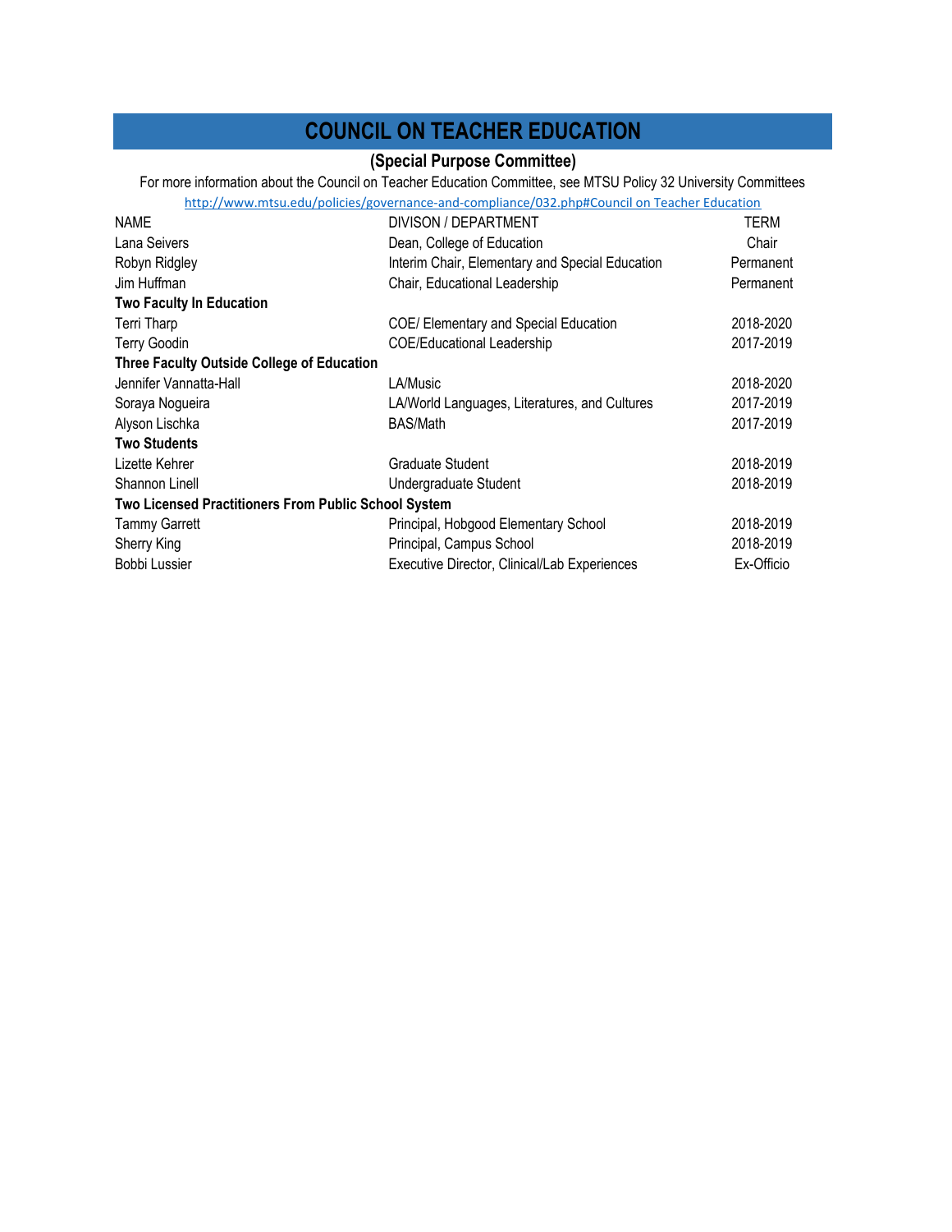# COUNCIL ON TEACHER EDUCATION

**(Special Purpose Committee)**

For more information about the Council on Teacher Education Committee, see MTSU Policy 32 University Committees

http://www.mtsu.edu/policies/governance-and-compliance/032.php#Council on Teacher Education

| NAME | DIVISON / DEPARTMENT | TERM |
|---|---|---|
| Lana Seivers | Dean, College of Education | Chair |
| Robyn Ridgley | Interim Chair, Elementary and Special Education | Permanent |
| Jim Huffman | Chair, Educational Leadership | Permanent |
| **Two Faculty In Education** | | |
| Terri Tharp | COE/ Elementary and Special Education | 2018-2020 |
| Terry Goodin | COE/Educational Leadership | 2017-2019 |
| **Three Faculty Outside College of Education** | | |
| Jennifer Vannatta-Hall | LA/Music | 2018-2020 |
| Soraya Nogueira | LA/World Languages, Literatures, and Cultures | 2017-2019 |
| Alyson Lischka | BAS/Math | 2017-2019 |
| **Two Students** | | |
| Lizette Kehrer | Graduate Student | 2018-2019 |
| Shannon Linell | Undergraduate Student | 2018-2019 |
| **Two Licensed Practitioners From Public School System** | | |
| Tammy Garrett | Principal, Hobgood Elementary School | 2018-2019 |
| Sherry King | Principal, Campus School | 2018-2019 |
| Bobbi Lussier | Executive Director, Clinical/Lab Experiences | Ex-Officio |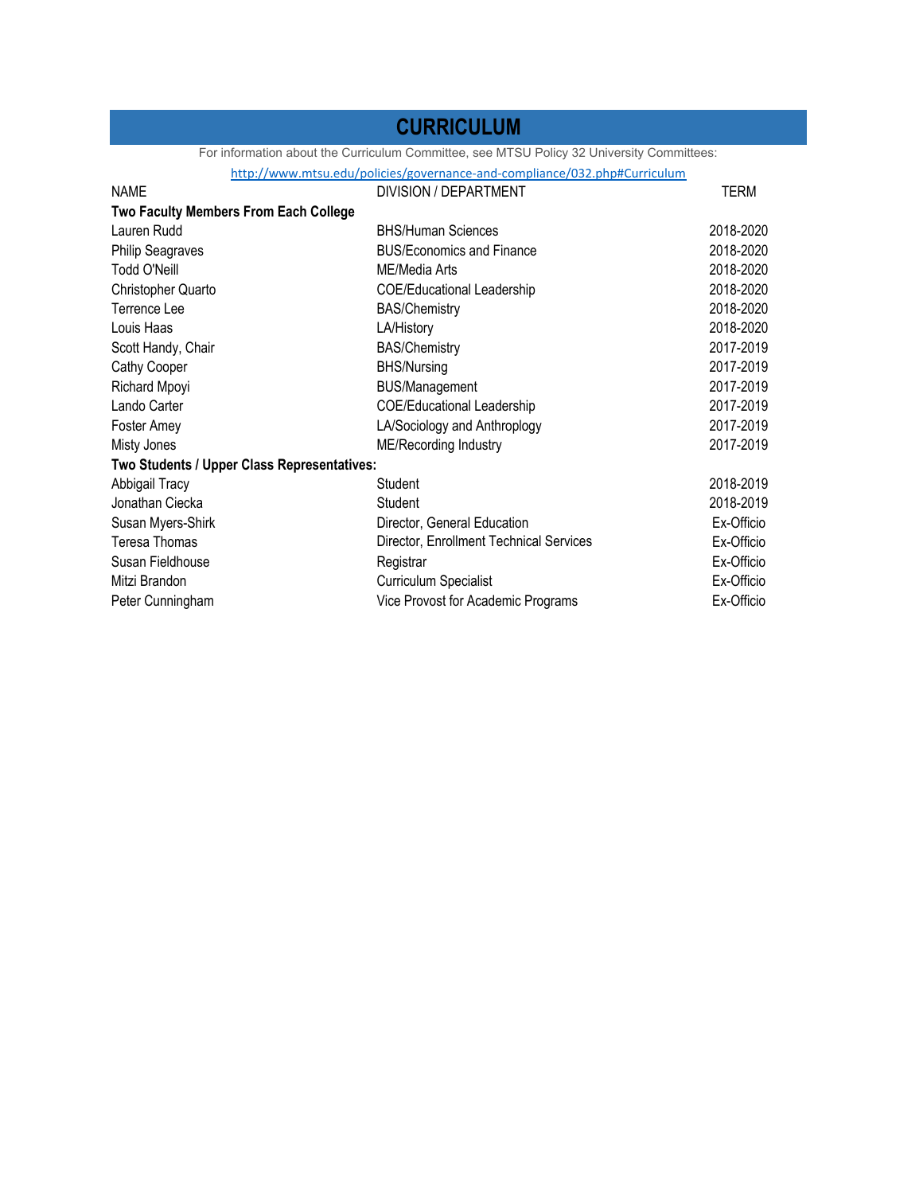# CURRICULUM

For information about the Curriculum Committee, see MTSU Policy 32 University Committees:

http://www.mtsu.edu/policies/governance-and-compliance/032.php#Curriculum

| NAME | DIVISION / DEPARTMENT | TERM |
|---|---|---|
| **Two Faculty Members From Each College** | | |
| Lauren Rudd | BHS/Human Sciences | 2018-2020 |
| Philip Seagraves | BUS/Economics and Finance | 2018-2020 |
| Todd O'Neill | ME/Media Arts | 2018-2020 |
| Christopher Quarto | COE/Educational Leadership | 2018-2020 |
| Terrence Lee | BAS/Chemistry | 2018-2020 |
| Louis Haas | LA/History | 2018-2020 |
| Scott Handy, Chair | BAS/Chemistry | 2017-2019 |
| Cathy Cooper | BHS/Nursing | 2017-2019 |
| Richard Mpoyi | BUS/Management | 2017-2019 |
| Lando Carter | COE/Educational Leadership | 2017-2019 |
| Foster Amey | LA/Sociology and Anthropology | 2017-2019 |
| Misty Jones | ME/Recording Industry | 2017-2019 |
| **Two Students / Upper Class Representatives:** | | |
| Abbigail Tracy | Student | 2018-2019 |
| Jonathan Ciecka | Student | 2018-2019 |
| Susan Myers-Shirk | Director, General Education | Ex-Officio |
| Teresa Thomas | Director, Enrollment Technical Services | Ex-Officio |
| Susan Fieldhouse | Registrar | Ex-Officio |
| Mitzi Brandon | Curriculum Specialist | Ex-Officio |
| Peter Cunningham | Vice Provost for Academic Programs | Ex-Officio |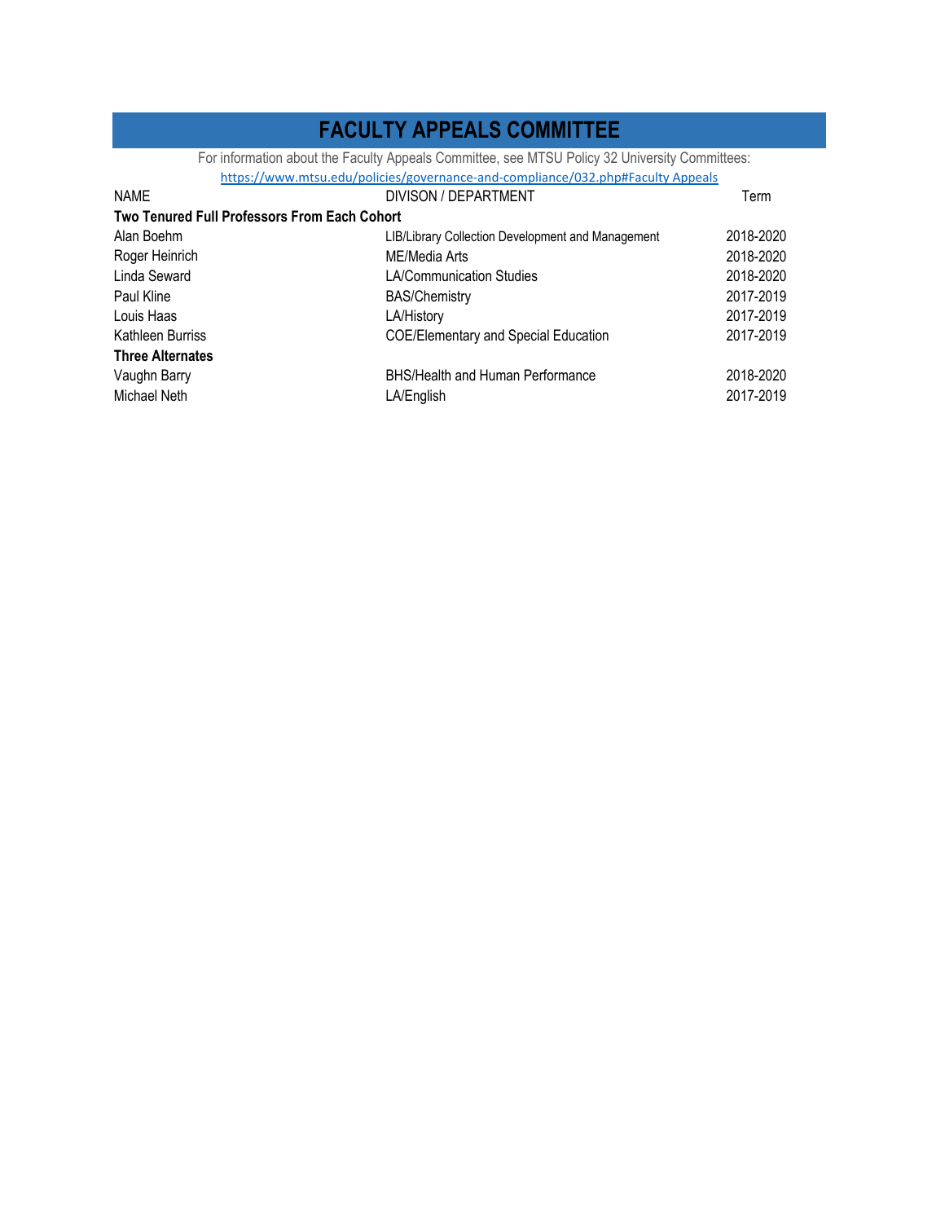# FACULTY APPEALS COMMITTEE

For information about the Faculty Appeals Committee, see MTSU Policy 32 University Committees:
https://www.mtsu.edu/policies/governance-and-compliance/032.php#Faculty Appeals

| NAME | DIVISON / DEPARTMENT | Term |
|---|---|---|
| **Two Tenured Full Professors From Each Cohort** | | |
| Alan Boehm | LIB/Library Collection Development and Management | 2018-2020 |
| Roger Heinrich | ME/Media Arts | 2018-2020 |
| Linda Seward | LA/Communication Studies | 2018-2020 |
| Paul Kline | BAS/Chemistry | 2017-2019 |
| Louis Haas | LA/History | 2017-2019 |
| Kathleen Burriss | COE/Elementary and Special Education | 2017-2019 |
| **Three Alternates** | | |
| Vaughn Barry | BHS/Health and Human Performance | 2018-2020 |
| Michael Neth | LA/English | 2017-2019 |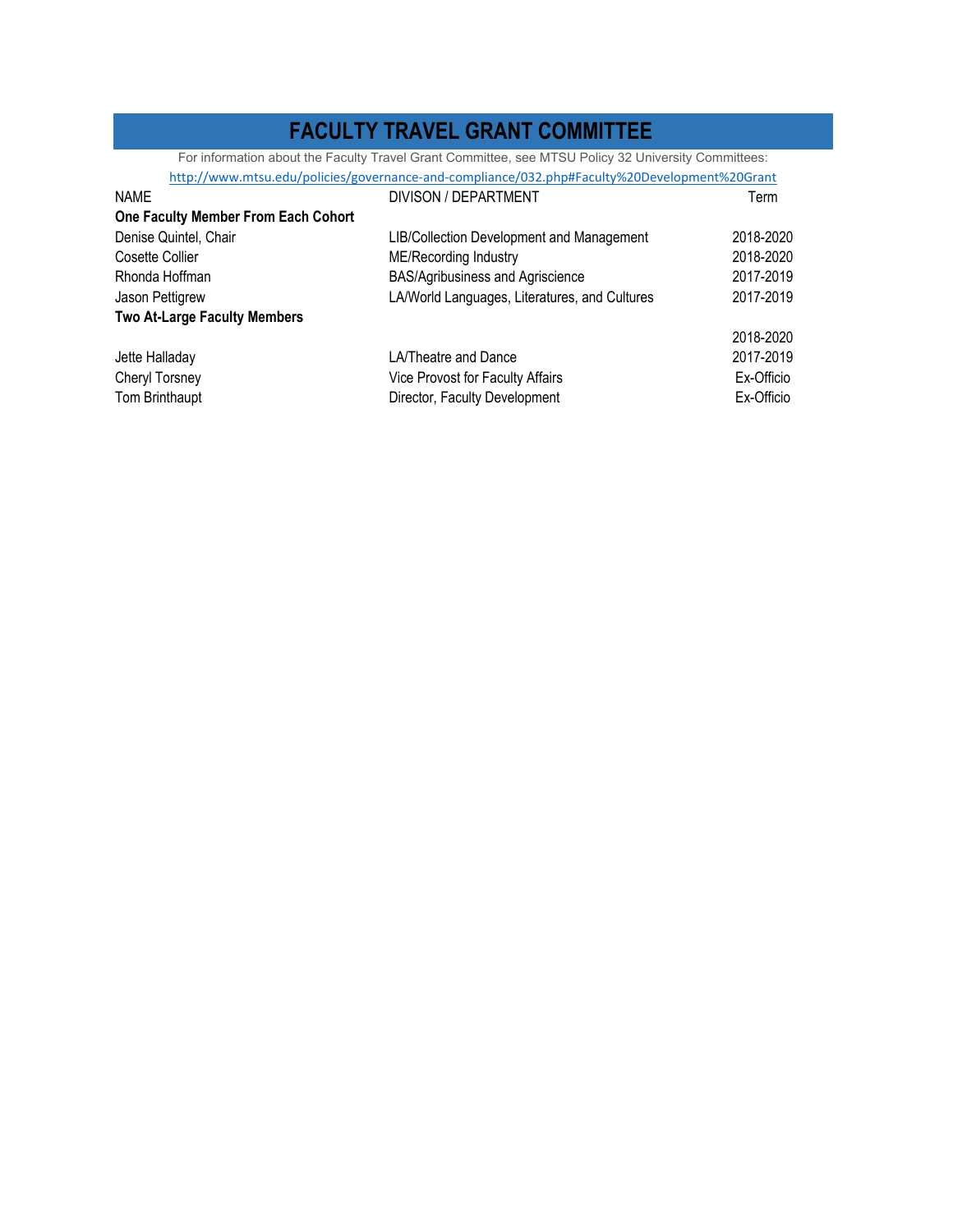# FACULTY TRAVEL GRANT COMMITTEE

For information about the Faculty Travel Grant Committee, see MTSU Policy 32 University Committees: http://www.mtsu.edu/policies/governance-and-compliance/032.php#Faculty%20Development%20Grant

| NAME | DIVISON / DEPARTMENT | Term |
|---|---|---|
| **One Faculty Member From Each Cohort** | | |
| Denise Quintel, Chair | LIB/Collection Development and Management | 2018-2020 |
| Cosette Collier | ME/Recording Industry | 2018-2020 |
| Rhonda Hoffman | BAS/Agribusiness and Agriscience | 2017-2019 |
| Jason Pettigrew | LA/World Languages, Literatures, and Cultures | 2017-2019 |
| **Two At-Large Faculty Members** | | |
| | | 2018-2020 |
| Jette Halladay | LA/Theatre and Dance | 2017-2019 |
| Cheryl Torsney | Vice Provost for Faculty Affairs | Ex-Officio |
| Tom Brinthaupt | Director, Faculty Development | Ex-Officio |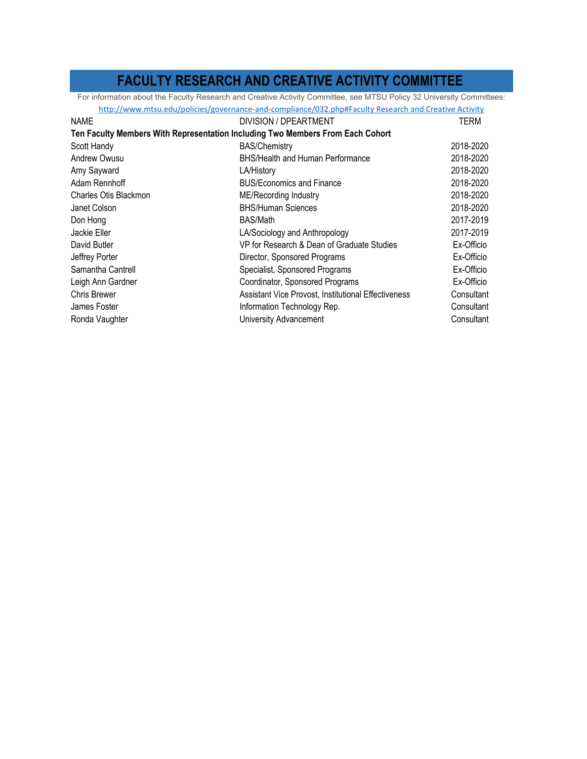# FACULTY RESEARCH AND CREATIVE ACTIVITY COMMITTEE

For information about the Faculty Research and Creative Activity Committee, see MTSU Policy 32 University Committees:
http://www.mtsu.edu/policies/governance-and-compliance/032.php#Faculty Research and Creative Activity

| NAME | DIVISION / DPEARTMENT | TERM |
|---|---|---|
| **Ten Faculty Members With Representation Including Two Members From Each Cohort** | | |
| Scott Handy | BAS/Chemistry | 2018-2020 |
| Andrew Owusu | BHS/Health and Human Performance | 2018-2020 |
| Amy Sayward | LA/History | 2018-2020 |
| Adam Rennhoff | BUS/Economics and Finance | 2018-2020 |
| Charles Otis Blackmon | ME/Recording Industry | 2018-2020 |
| Janet Colson | BHS/Human Sciences | 2018-2020 |
| Don Hong | BAS/Math | 2017-2019 |
| Jackie Eller | LA/Sociology and Anthropology | 2017-2019 |
| David Butler | VP for Research & Dean of Graduate Studies | Ex-Officio |
| Jeffrey Porter | Director, Sponsored Programs | Ex-Officio |
| Samantha Cantrell | Specialist, Sponsored Programs | Ex-Officio |
| Leigh Ann Gardner | Coordinator, Sponsored Programs | Ex-Officio |
| Chris Brewer | Assistant Vice Provost, Institutional Effectiveness | Consultant |
| James Foster | Information Technology Rep. | Consultant |
| Ronda Vaughter | University Advancement | Consultant |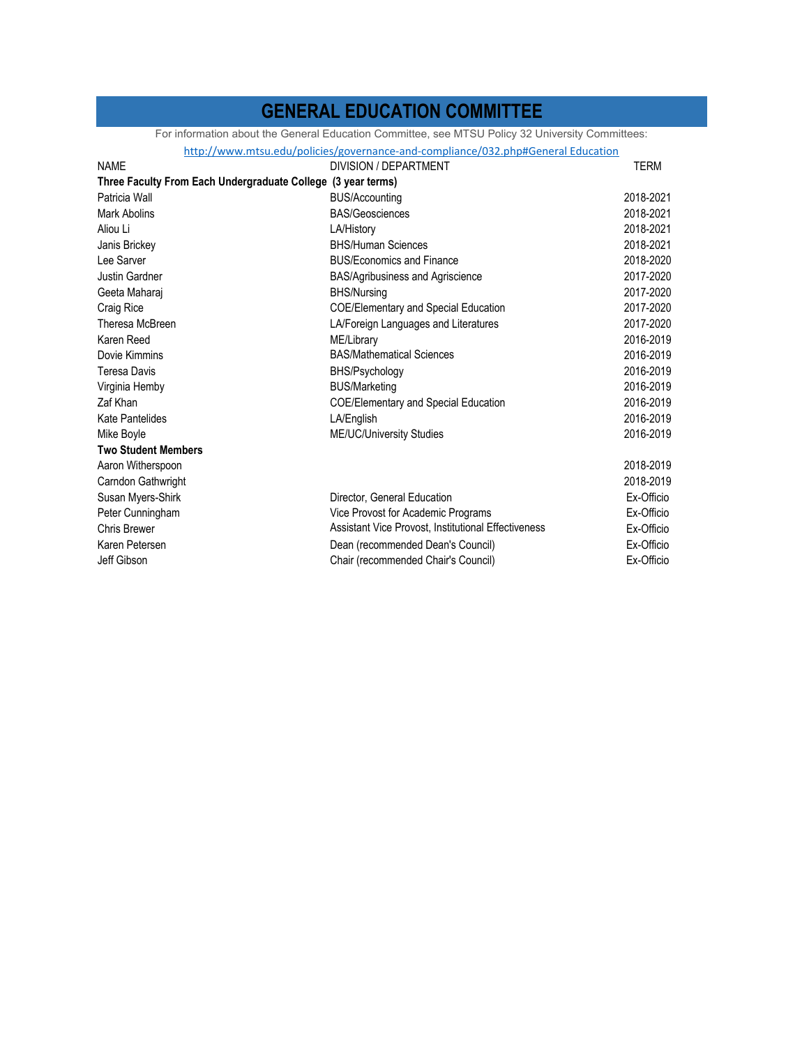# GENERAL EDUCATION COMMITTEE

For information about the General Education Committee, see MTSU Policy 32 University Committees:

http://www.mtsu.edu/policies/governance-and-compliance/032.php#General Education

| NAME | DIVISION / DEPARTMENT | TERM |
|---|---|---|
| **Three Faculty From Each Undergraduate College (3 year terms)** | | |
| Patricia Wall | BUS/Accounting | 2018-2021 |
| Mark Abolins | BAS/Geosciences | 2018-2021 |
| Aliou Li | LA/History | 2018-2021 |
| Janis Brickey | BHS/Human Sciences | 2018-2021 |
| Lee Sarver | BUS/Economics and Finance | 2018-2020 |
| Justin Gardner | BAS/Agribusiness and Agriscience | 2017-2020 |
| Geeta Maharaj | BHS/Nursing | 2017-2020 |
| Craig Rice | COE/Elementary and Special Education | 2017-2020 |
| Theresa McBreen | LA/Foreign Languages and Literatures | 2017-2020 |
| Karen Reed | ME/Library | 2016-2019 |
| Dovie Kimmins | BAS/Mathematical Sciences | 2016-2019 |
| Teresa Davis | BHS/Psychology | 2016-2019 |
| Virginia Hemby | BUS/Marketing | 2016-2019 |
| Zaf Khan | COE/Elementary and Special Education | 2016-2019 |
| Kate Pantelides | LA/English | 2016-2019 |
| Mike Boyle | ME/UC/University Studies | 2016-2019 |
| **Two Student Members** | | |
| Aaron Witherspoon | | 2018-2019 |
| Carndon Gathwright | | 2018-2019 |
| Susan Myers-Shirk | Director, General Education | Ex-Officio |
| Peter Cunningham | Vice Provost for Academic Programs | Ex-Officio |
| Chris Brewer | Assistant Vice Provost, Institutional Effectiveness | Ex-Officio |
| Karen Petersen | Dean (recommended Dean's Council) | Ex-Officio |
| Jeff Gibson | Chair (recommended Chair's Council) | Ex-Officio |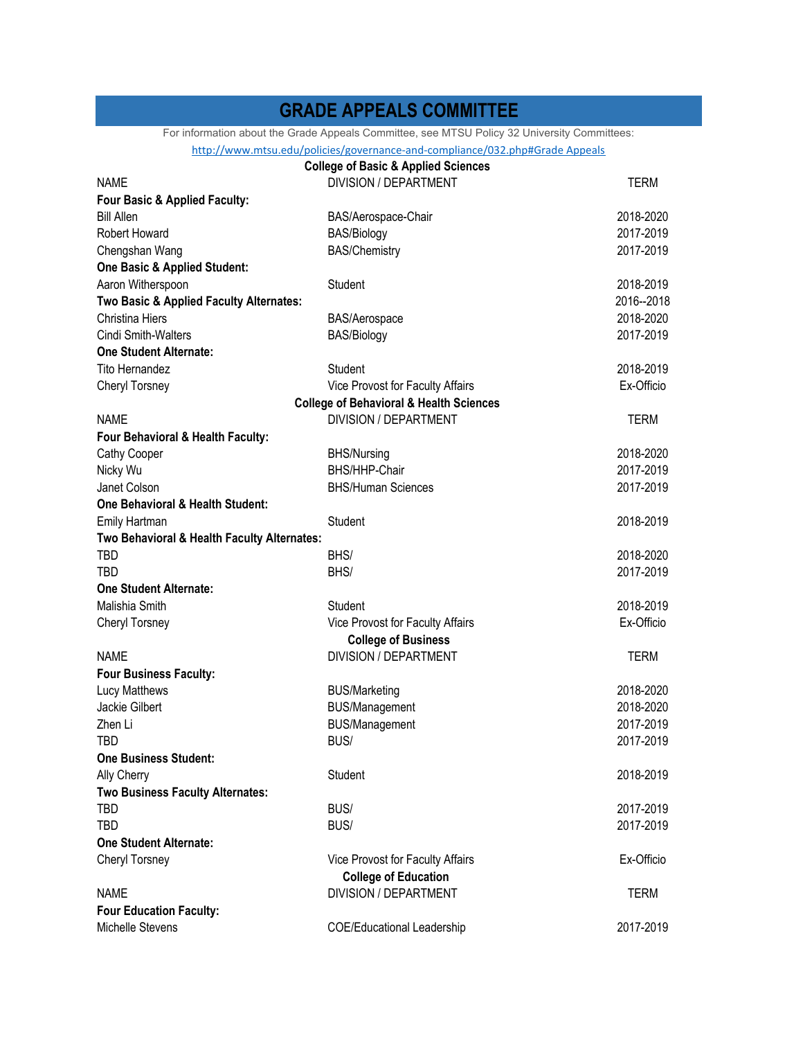# GRADE APPEALS COMMITTEE

For information about the Grade Appeals Committee, see MTSU Policy 32 University Committees: http://www.mtsu.edu/policies/governance-and-compliance/032.php#Grade Appeals

**College of Basic & Applied Sciences**

| NAME | DIVISION / DEPARTMENT | TERM |
|---|---|---|
| **Four Basic & Applied Faculty:** | | |
| Bill Allen | BAS/Aerospace-Chair | 2018-2020 |
| Robert Howard | BAS/Biology | 2017-2019 |
| Chengshan Wang | BAS/Chemistry | 2017-2019 |
| **One Basic & Applied Student:** | | |
| Aaron Witherspoon | Student | 2018-2019 |
| **Two Basic & Applied Faculty Alternates:** | | 2016--2018 |
| Christina Hiers | BAS/Aerospace | 2018-2020 |
| Cindi Smith-Walters | BAS/Biology | 2017-2019 |
| **One Student Alternate:** | | |
| Tito Hernandez | Student | 2018-2019 |
| Cheryl Torsney | Vice Provost for Faculty Affairs | Ex-Officio |

**College of Behavioral & Health Sciences**

| NAME | DIVISION / DEPARTMENT | TERM |
|---|---|---|
| **Four Behavioral & Health Faculty:** | | |
| Cathy Cooper | BHS/Nursing | 2018-2020 |
| Nicky Wu | BHS/HHP-Chair | 2017-2019 |
| Janet Colson | BHS/Human Sciences | 2017-2019 |
| **One Behavioral & Health Student:** | | |
| Emily Hartman | Student | 2018-2019 |
| **Two Behavioral & Health Faculty Alternates:** | | |
| TBD | BHS/ | 2018-2020 |
| TBD | BHS/ | 2017-2019 |
| **One Student Alternate:** | | |
| Malishia Smith | Student | 2018-2019 |
| Cheryl Torsney | Vice Provost for Faculty Affairs | Ex-Officio |

**College of Business**

| NAME | DIVISION / DEPARTMENT | TERM |
|---|---|---|
| **Four Business Faculty:** | | |
| Lucy Matthews | BUS/Marketing | 2018-2020 |
| Jackie Gilbert | BUS/Management | 2018-2020 |
| Zhen Li | BUS/Management | 2017-2019 |
| TBD | BUS/ | 2017-2019 |
| **One Business Student:** | | |
| Ally Cherry | Student | 2018-2019 |
| **Two Business Faculty Alternates:** | | |
| TBD | BUS/ | 2017-2019 |
| TBD | BUS/ | 2017-2019 |
| **One Student Alternate:** | | |
| Cheryl Torsney | Vice Provost for Faculty Affairs | Ex-Officio |

**College of Education**

| NAME | DIVISION / DEPARTMENT | TERM |
|---|---|---|
| **Four Education Faculty:** | | |
| Michelle Stevens | COE/Educational Leadership | 2017-2019 |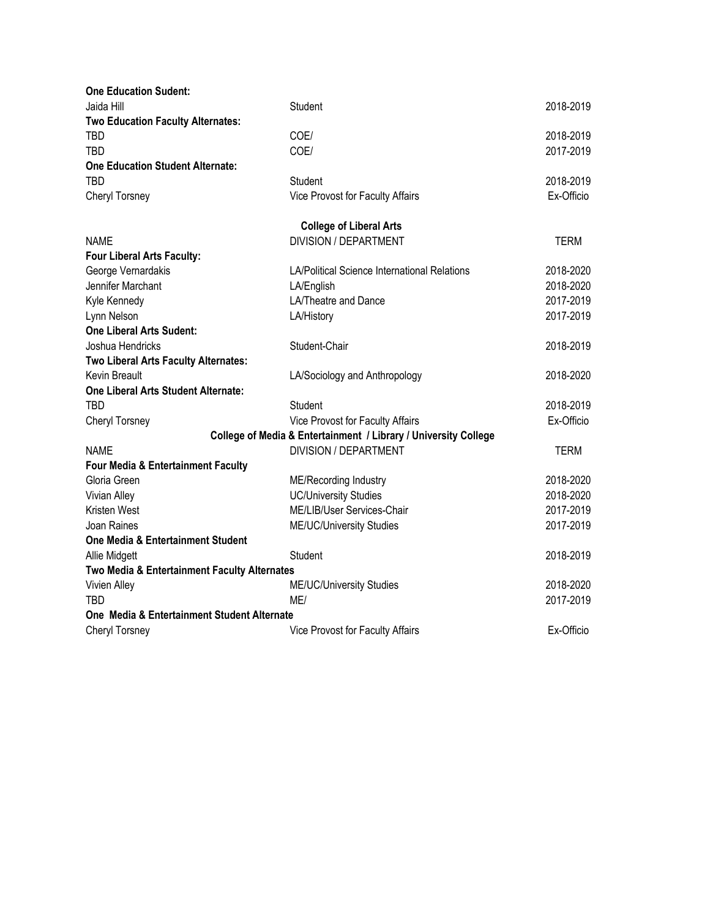| | | |
|---|---|---|
| **One Education Sudent:** | | |
| Jaida Hill | Student | 2018-2019 |
| **Two Education Faculty Alternates:** | | |
| TBD | COE/ | 2018-2019 |
| TBD | COE/ | 2017-2019 |
| **One Education Student Alternate:** | | |
| TBD | Student | 2018-2019 |
| Cheryl Torsney | Vice Provost for Faculty Affairs | Ex-Officio |

**College of Liberal Arts**

| NAME | DIVISION / DEPARTMENT | TERM |
|---|---|---|
| **Four Liberal Arts Faculty:** | | |
| George Vernardakis | LA/Political Science International Relations | 2018-2020 |
| Jennifer Marchant | LA/English | 2018-2020 |
| Kyle Kennedy | LA/Theatre and Dance | 2017-2019 |
| Lynn Nelson | LA/History | 2017-2019 |
| **One Liberal Arts Sudent:** | | |
| Joshua Hendricks | Student-Chair | 2018-2019 |
| **Two Liberal Arts Faculty Alternates:** | | |
| Kevin Breault | LA/Sociology and Anthropology | 2018-2020 |
| **One Liberal Arts Student Alternate:** | | |
| TBD | Student | 2018-2019 |
| Cheryl Torsney | Vice Provost for Faculty Affairs | Ex-Officio |

**College of Media & Entertainment / Library / University College**

| NAME | DIVISION / DEPARTMENT | TERM |
|---|---|---|
| **Four Media & Entertainment Faculty** | | |
| Gloria Green | ME/Recording Industry | 2018-2020 |
| Vivian Alley | UC/University Studies | 2018-2020 |
| Kristen West | ME/LIB/User Services-Chair | 2017-2019 |
| Joan Raines | ME/UC/University Studies | 2017-2019 |
| **One Media & Entertainment Student** | | |
| Allie Midgett | Student | 2018-2019 |
| **Two Media & Entertainment Faculty Alternates** | | |
| Vivien Alley | ME/UC/University Studies | 2018-2020 |
| TBD | ME/ | 2017-2019 |
| **One Media & Entertainment Student Alternate** | | |
| Cheryl Torsney | Vice Provost for Faculty Affairs | Ex-Officio |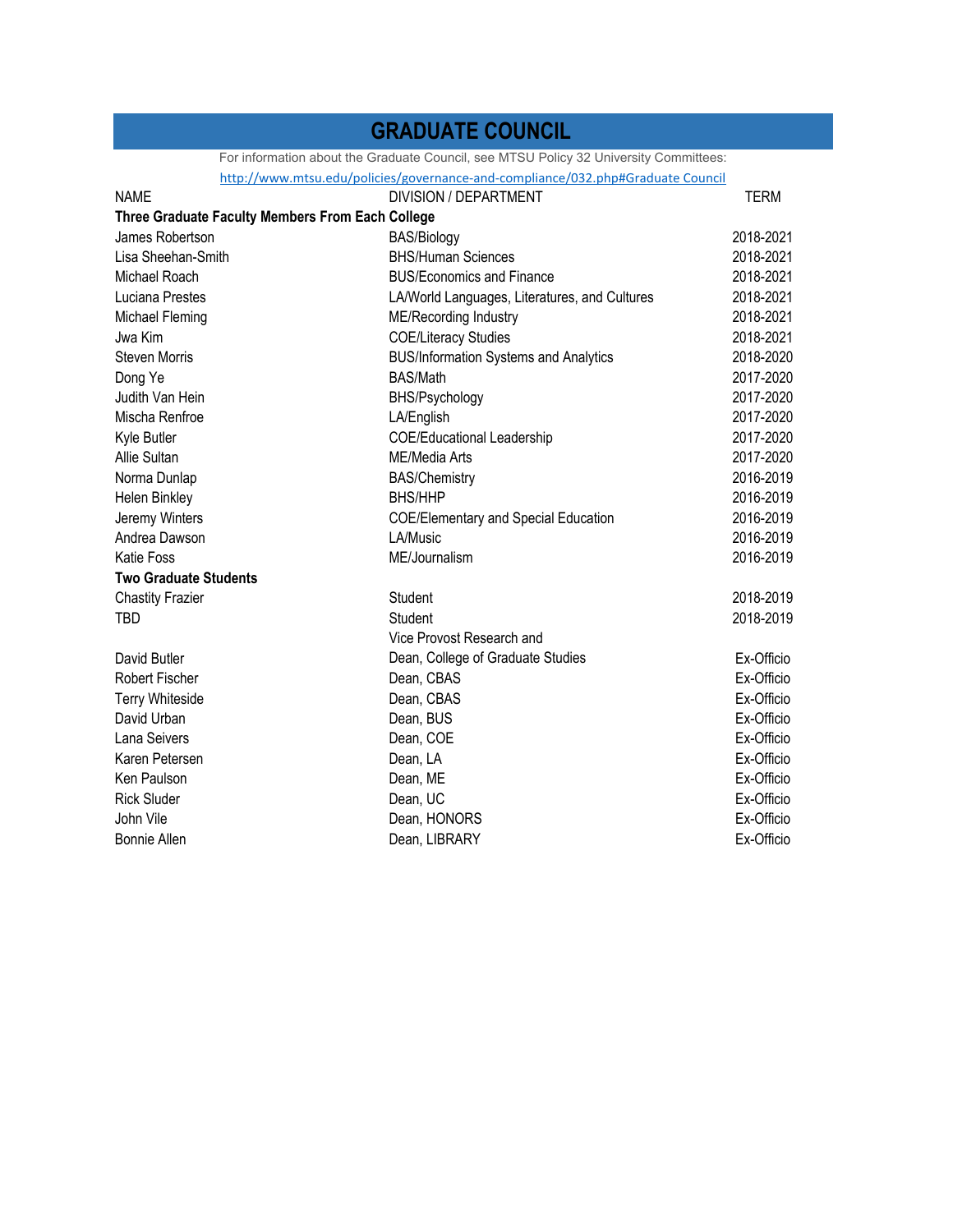# GRADUATE COUNCIL

For information about the Graduate Council, see MTSU Policy 32 University Committees: http://www.mtsu.edu/policies/governance-and-compliance/032.php#Graduate Council

| NAME | DIVISION / DEPARTMENT | TERM |
|---|---|---|
| **Three Graduate Faculty Members From Each College** | | |
| James Robertson | BAS/Biology | 2018-2021 |
| Lisa Sheehan-Smith | BHS/Human Sciences | 2018-2021 |
| Michael Roach | BUS/Economics and Finance | 2018-2021 |
| Luciana Prestes | LA/World Languages, Literatures, and Cultures | 2018-2021 |
| Michael Fleming | ME/Recording Industry | 2018-2021 |
| Jwa Kim | COE/Literacy Studies | 2018-2021 |
| Steven Morris | BUS/Information Systems and Analytics | 2018-2020 |
| Dong Ye | BAS/Math | 2017-2020 |
| Judith Van Hein | BHS/Psychology | 2017-2020 |
| Mischa Renfroe | LA/English | 2017-2020 |
| Kyle Butler | COE/Educational Leadership | 2017-2020 |
| Allie Sultan | ME/Media Arts | 2017-2020 |
| Norma Dunlap | BAS/Chemistry | 2016-2019 |
| Helen Binkley | BHS/HHP | 2016-2019 |
| Jeremy Winters | COE/Elementary and Special Education | 2016-2019 |
| Andrea Dawson | LA/Music | 2016-2019 |
| Katie Foss | ME/Journalism | 2016-2019 |
| **Two Graduate Students** | | |
| Chastity Frazier | Student | 2018-2019 |
| TBD | Student | 2018-2019 |
| David Butler | Vice Provost Research and Dean, College of Graduate Studies | Ex-Officio |
| Robert Fischer | Dean, CBAS | Ex-Officio |
| Terry Whiteside | Dean, CBAS | Ex-Officio |
| David Urban | Dean, BUS | Ex-Officio |
| Lana Seivers | Dean, COE | Ex-Officio |
| Karen Petersen | Dean, LA | Ex-Officio |
| Ken Paulson | Dean, ME | Ex-Officio |
| Rick Sluder | Dean, UC | Ex-Officio |
| John Vile | Dean, HONORS | Ex-Officio |
| Bonnie Allen | Dean, LIBRARY | Ex-Officio |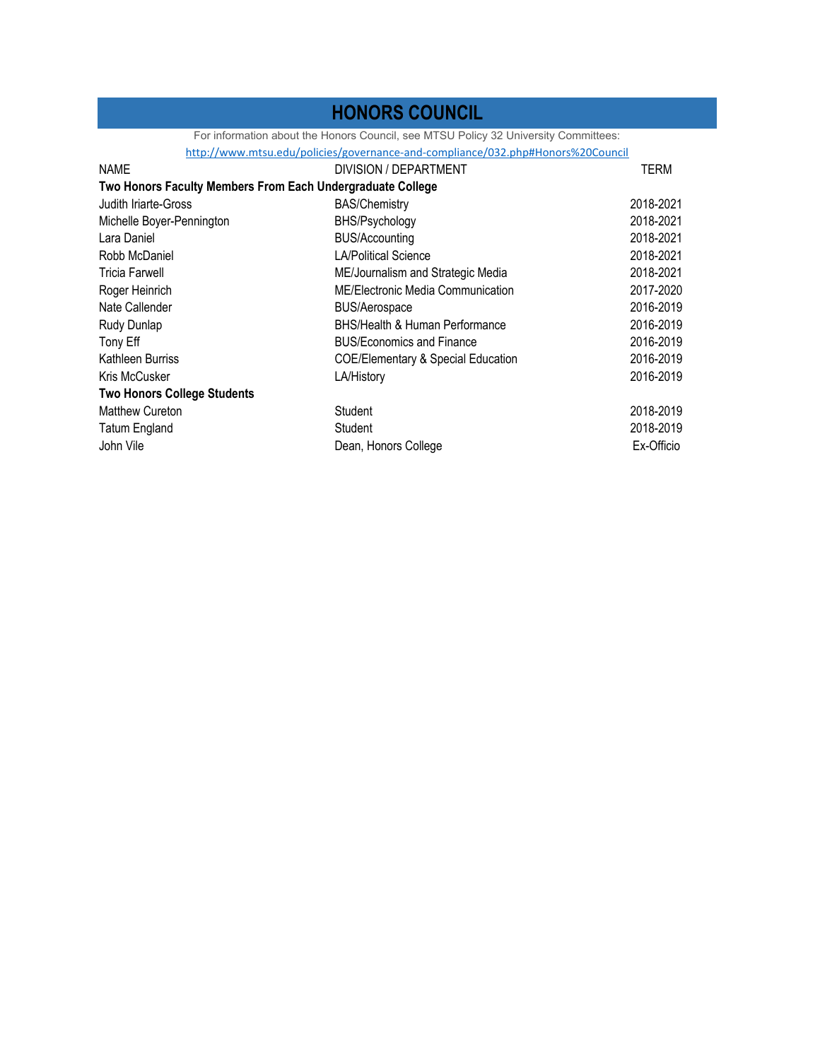# HONORS COUNCIL

For information about the Honors Council, see MTSU Policy 32 University Committees:
http://www.mtsu.edu/policies/governance-and-compliance/032.php#Honors%20Council

| NAME | DIVISION / DEPARTMENT | TERM |
|---|---|---|
| **Two Honors Faculty Members From Each Undergraduate College** | | |
| Judith Iriarte-Gross | BAS/Chemistry | 2018-2021 |
| Michelle Boyer-Pennington | BHS/Psychology | 2018-2021 |
| Lara Daniel | BUS/Accounting | 2018-2021 |
| Robb McDaniel | LA/Political Science | 2018-2021 |
| Tricia Farwell | ME/Journalism and Strategic Media | 2018-2021 |
| Roger Heinrich | ME/Electronic Media Communication | 2017-2020 |
| Nate Callender | BUS/Aerospace | 2016-2019 |
| Rudy Dunlap | BHS/Health & Human Performance | 2016-2019 |
| Tony Eff | BUS/Economics and Finance | 2016-2019 |
| Kathleen Burriss | COE/Elementary & Special Education | 2016-2019 |
| Kris McCusker | LA/History | 2016-2019 |
| **Two Honors College Students** | | |
| Matthew Cureton | Student | 2018-2019 |
| Tatum England | Student | 2018-2019 |
| John Vile | Dean, Honors College | Ex-Officio |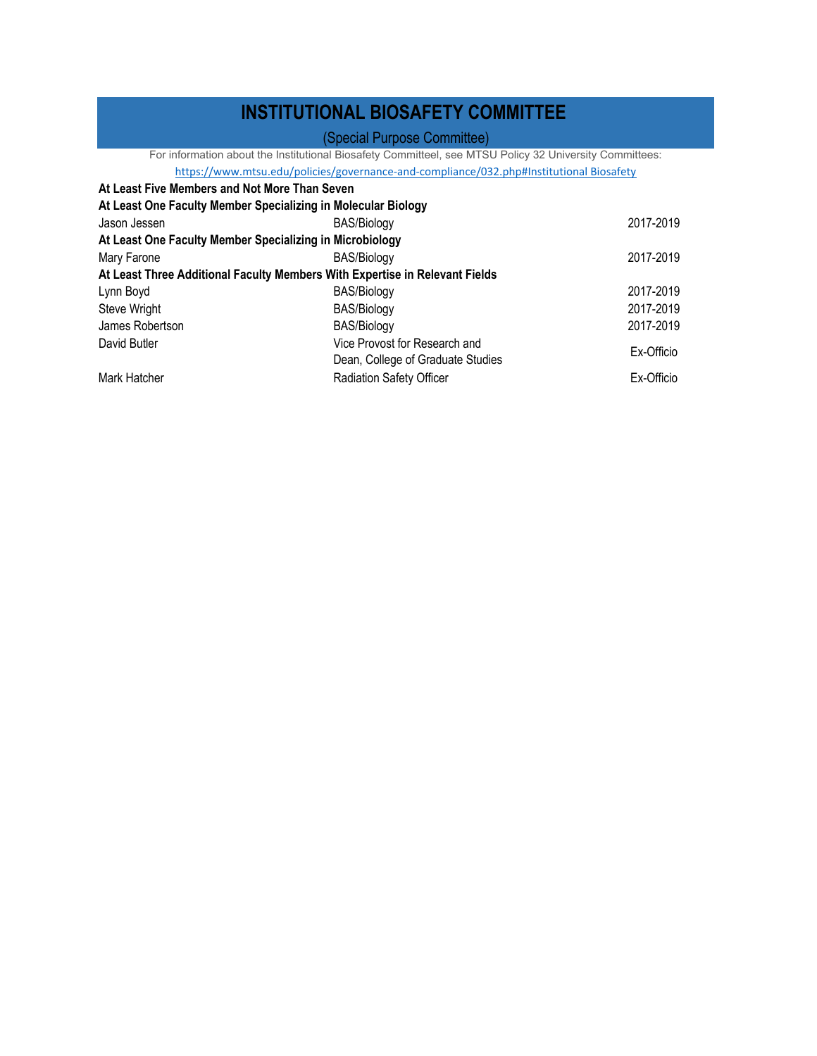# INSTITUTIONAL BIOSAFETY COMMITTEE

(Special Purpose Committee)

For information about the Institutional Biosafety Committeel, see MTSU Policy 32 University Committees:

https://www.mtsu.edu/policies/governance-and-compliance/032.php#Institutional Biosafety

| | | |
|---|---|---|
| **At Least Five Members and Not More Than Seven** | | |
| **At Least One Faculty Member Specializing in Molecular Biology** | | |
| Jason Jessen | BAS/Biology | 2017-2019 |
| **At Least One Faculty Member Specializing in Microbiology** | | |
| Mary Farone | BAS/Biology | 2017-2019 |
| **At Least Three Additional Faculty Members With Expertise in Relevant Fields** | | |
| Lynn Boyd | BAS/Biology | 2017-2019 |
| Steve Wright | BAS/Biology | 2017-2019 |
| James Robertson | BAS/Biology | 2017-2019 |
| David Butler | Vice Provost for Research and Dean, College of Graduate Studies | Ex-Officio |
| Mark Hatcher | Radiation Safety Officer | Ex-Officio |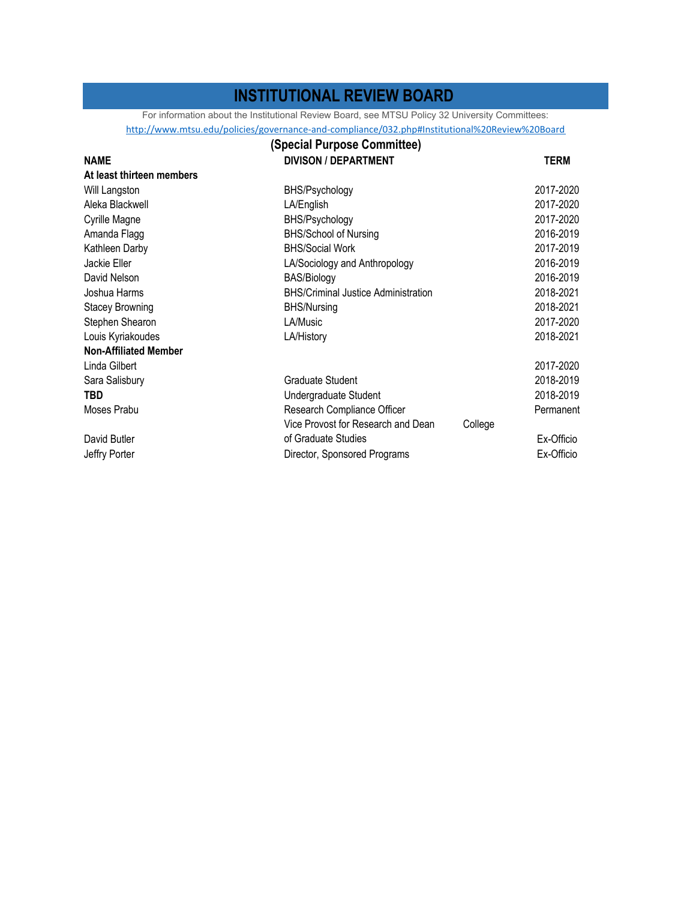# INSTITUTIONAL REVIEW BOARD

For information about the Institutional Review Board, see MTSU Policy 32 University Committees: http://www.mtsu.edu/policies/governance-and-compliance/032.php#Institutional%20Review%20Board

## (Special Purpose Committee)

| NAME | DIVISON / DEPARTMENT | TERM |
|---|---|---|
| **At least thirteen members** | | |
| Will Langston | BHS/Psychology | 2017-2020 |
| Aleka Blackwell | LA/English | 2017-2020 |
| Cyrille Magne | BHS/Psychology | 2017-2020 |
| Amanda Flagg | BHS/School of Nursing | 2016-2019 |
| Kathleen Darby | BHS/Social Work | 2017-2019 |
| Jackie Eller | LA/Sociology and Anthropology | 2016-2019 |
| David Nelson | BAS/Biology | 2016-2019 |
| Joshua Harms | BHS/Criminal Justice Administration | 2018-2021 |
| Stacey Browning | BHS/Nursing | 2018-2021 |
| Stephen Shearon | LA/Music | 2017-2020 |
| Louis Kyriakoudes | LA/History | 2018-2021 |
| **Non-Affiliated Member** | | |
| Linda Gilbert | | 2017-2020 |
| Sara Salisbury | Graduate Student | 2018-2019 |
| **TBD** | Undergraduate Student | 2018-2019 |
| Moses Prabu | Research Compliance Officer | Permanent |
| David Butler | Vice Provost for Research and Dean College of Graduate Studies | Ex-Officio |
| Jeffry Porter | Director, Sponsored Programs | Ex-Officio |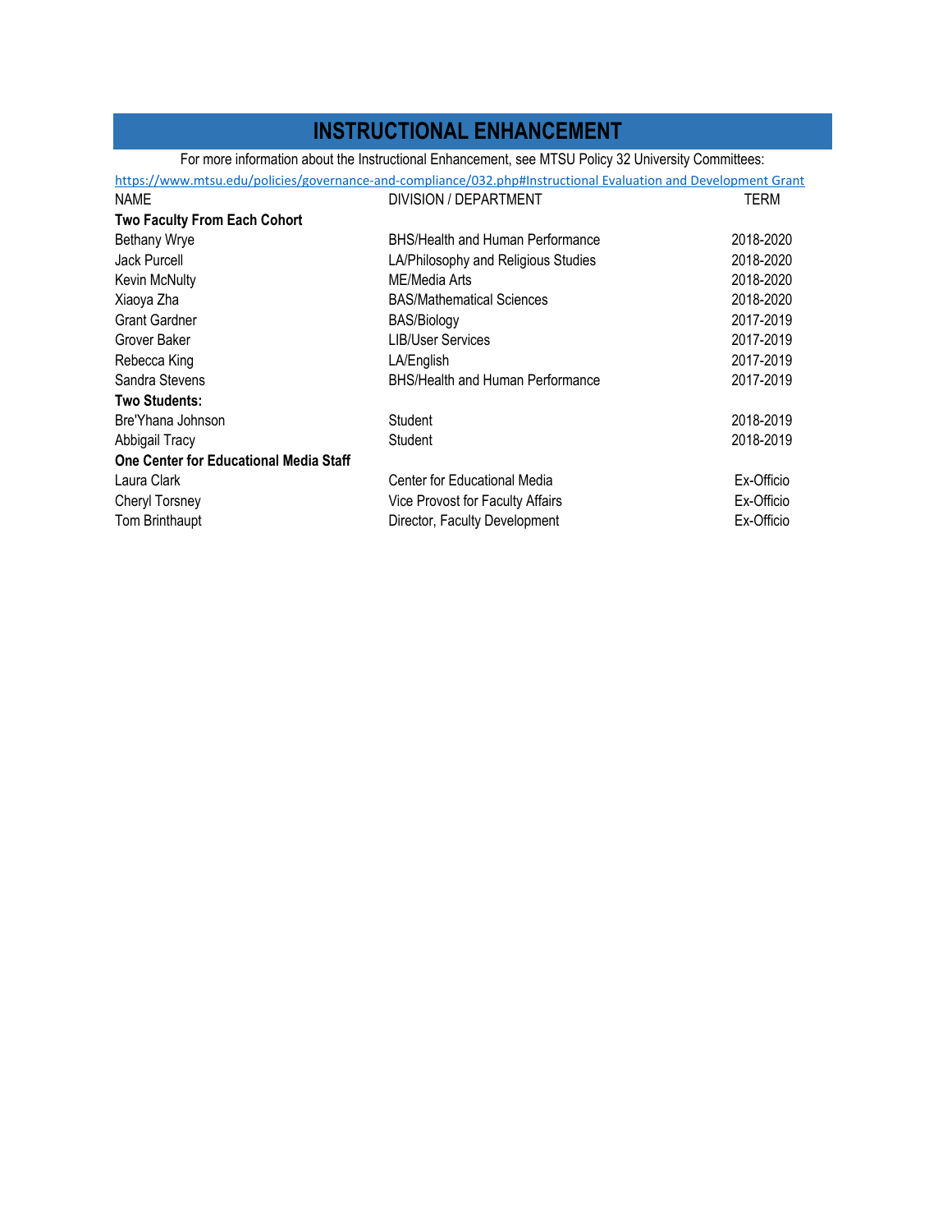# INSTRUCTIONAL ENHANCEMENT

For more information about the Instructional Enhancement, see MTSU Policy 32 University Committees:

https://www.mtsu.edu/policies/governance-and-compliance/032.php#Instructional Evaluation and Development Grant

| NAME | DIVISION / DEPARTMENT | TERM |
|---|---|---|
| **Two Faculty From Each Cohort** | | |
| Bethany Wrye | BHS/Health and Human Performance | 2018-2020 |
| Jack Purcell | LA/Philosophy and Religious Studies | 2018-2020 |
| Kevin McNulty | ME/Media Arts | 2018-2020 |
| Xiaoya Zha | BAS/Mathematical Sciences | 2018-2020 |
| Grant Gardner | BAS/Biology | 2017-2019 |
| Grover Baker | LIB/User Services | 2017-2019 |
| Rebecca King | LA/English | 2017-2019 |
| Sandra Stevens | BHS/Health and Human Performance | 2017-2019 |
| **Two Students:** | | |
| Bre'Yhana Johnson | Student | 2018-2019 |
| Abbigail Tracy | Student | 2018-2019 |
| **One Center for Educational Media Staff** | | |
| Laura Clark | Center for Educational Media | Ex-Officio |
| Cheryl Torsney | Vice Provost for Faculty Affairs | Ex-Officio |
| Tom Brinthaupt | Director, Faculty Development | Ex-Officio |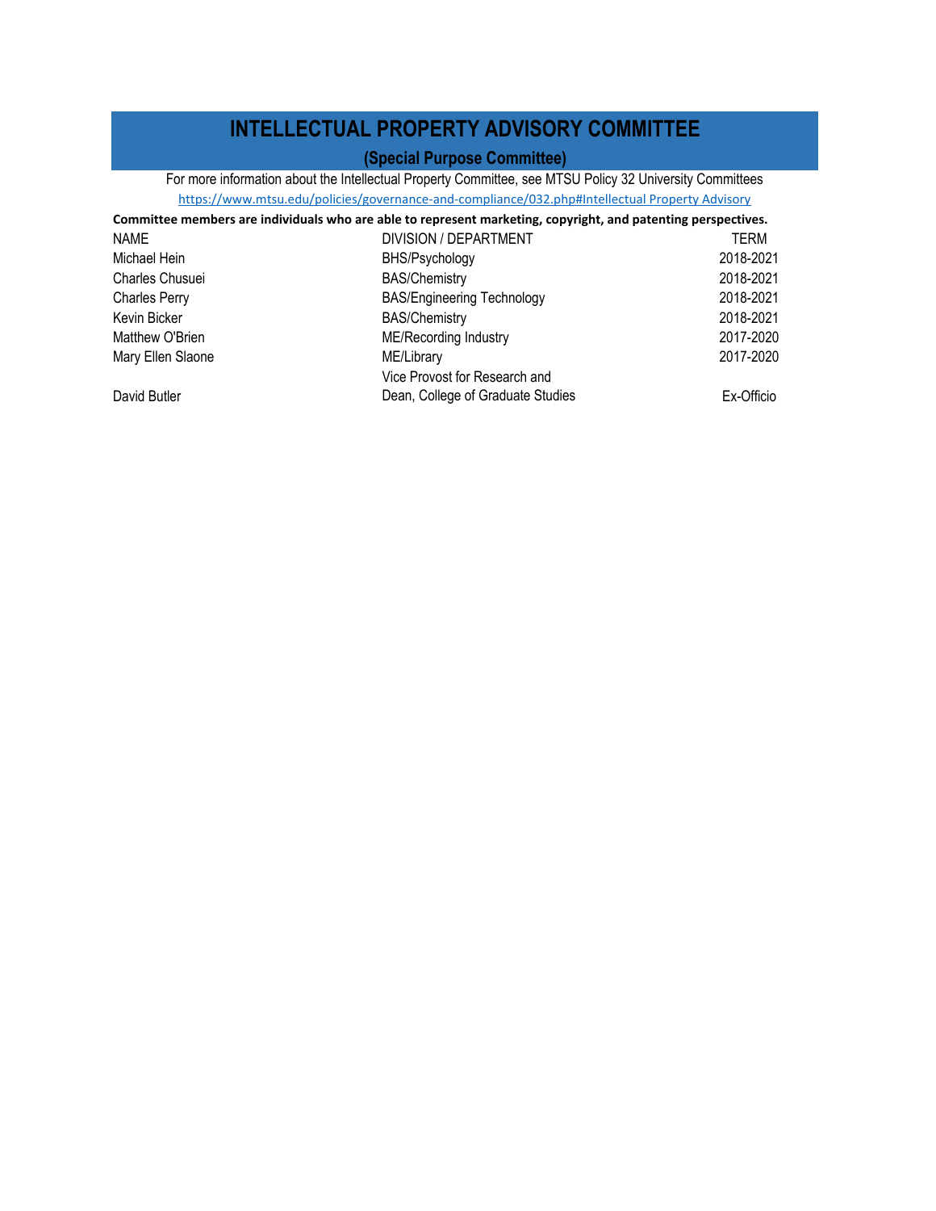# INTELLECTUAL PROPERTY ADVISORY COMMITTEE

## (Special Purpose Committee)

For more information about the Intellectual Property Committee, see MTSU Policy 32 University Committees

https://www.mtsu.edu/policies/governance-and-compliance/032.php#Intellectual Property Advisory

**Committee members are individuals who are able to represent marketing, copyright, and patenting perspectives.**

| NAME | DIVISION / DEPARTMENT | TERM |
|---|---|---|
| Michael Hein | BHS/Psychology | 2018-2021 |
| Charles Chusuei | BAS/Chemistry | 2018-2021 |
| Charles Perry | BAS/Engineering Technology | 2018-2021 |
| Kevin Bicker | BAS/Chemistry | 2018-2021 |
| Matthew O'Brien | ME/Recording Industry | 2017-2020 |
| Mary Ellen Slaone | ME/Library | 2017-2020 |
| David Butler | Vice Provost for Research and Dean, College of Graduate Studies | Ex-Officio |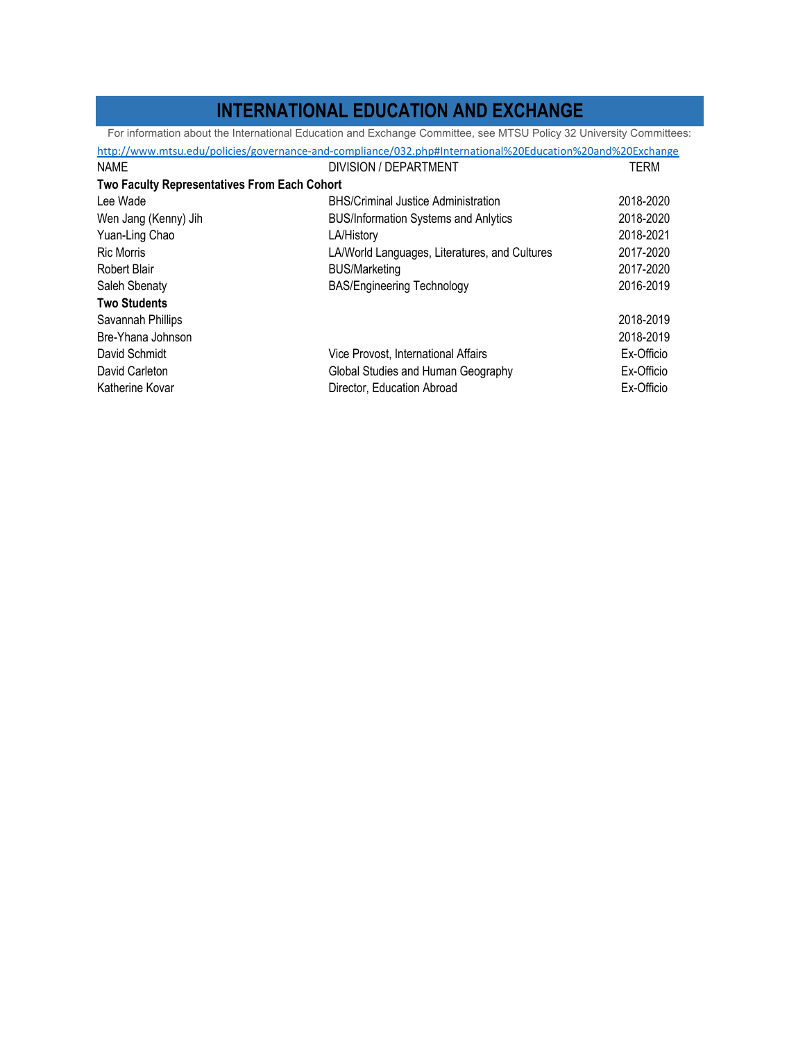# INTERNATIONAL EDUCATION AND EXCHANGE

For information about the International Education and Exchange Committee, see MTSU Policy 32 University Committees:
http://www.mtsu.edu/policies/governance-and-compliance/032.php#International%20Education%20and%20Exchange

| NAME | DIVISION / DEPARTMENT | TERM |
|---|---|---|
| **Two Faculty Representatives From Each Cohort** | | |
| Lee Wade | BHS/Criminal Justice Administration | 2018-2020 |
| Wen Jang (Kenny) Jih | BUS/Information Systems and Anlytics | 2018-2020 |
| Yuan-Ling Chao | LA/History | 2018-2021 |
| Ric Morris | LA/World Languages, Literatures, and Cultures | 2017-2020 |
| Robert Blair | BUS/Marketing | 2017-2020 |
| Saleh Sbenaty | BAS/Engineering Technology | 2016-2019 |
| **Two Students** | | |
| Savannah Phillips | | 2018-2019 |
| Bre-Yhana Johnson | | 2018-2019 |
| David Schmidt | Vice Provost, International Affairs | Ex-Officio |
| David Carleton | Global Studies and Human Geography | Ex-Officio |
| Katherine Kovar | Director, Education Abroad | Ex-Officio |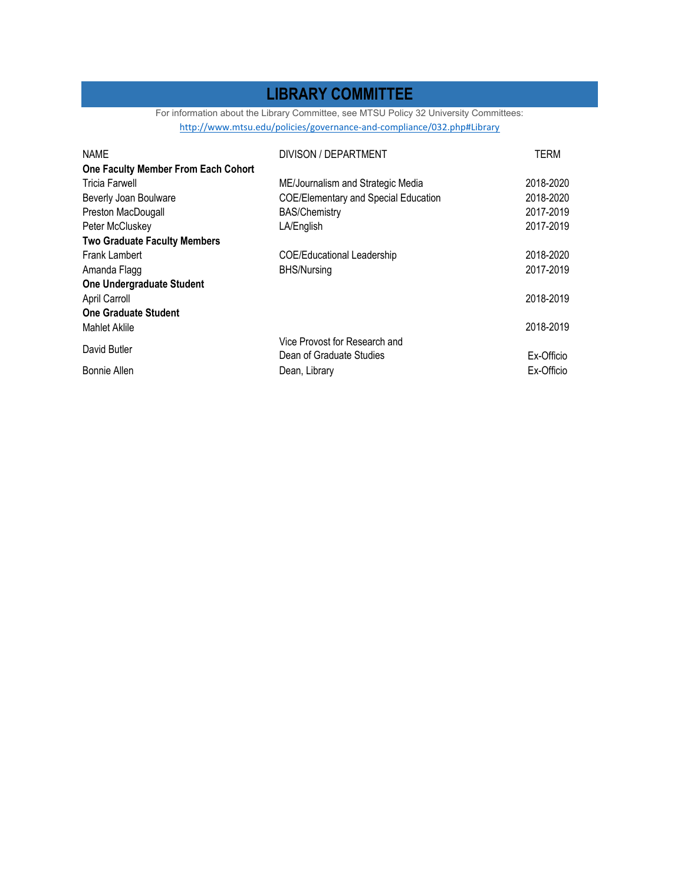# LIBRARY COMMITTEE

For information about the Library Committee, see MTSU Policy 32 University Committees:
http://www.mtsu.edu/policies/governance-and-compliance/032.php#Library

| NAME | DIVISON / DEPARTMENT | TERM |
|---|---|---|
| **One Faculty Member From Each Cohort** | | |
| Tricia Farwell | ME/Journalism and Strategic Media | 2018-2020 |
| Beverly Joan Boulware | COE/Elementary and Special Education | 2018-2020 |
| Preston MacDougall | BAS/Chemistry | 2017-2019 |
| Peter McCluskey | LA/English | 2017-2019 |
| **Two Graduate Faculty Members** | | |
| Frank Lambert | COE/Educational Leadership | 2018-2020 |
| Amanda Flagg | BHS/Nursing | 2017-2019 |
| **One Undergraduate Student** | | |
| April Carroll | | 2018-2019 |
| **One Graduate Student** | | |
| Mahlet Aklile | | 2018-2019 |
| David Butler | Vice Provost for Research and Dean of Graduate Studies | Ex-Officio |
| Bonnie Allen | Dean, Library | Ex-Officio |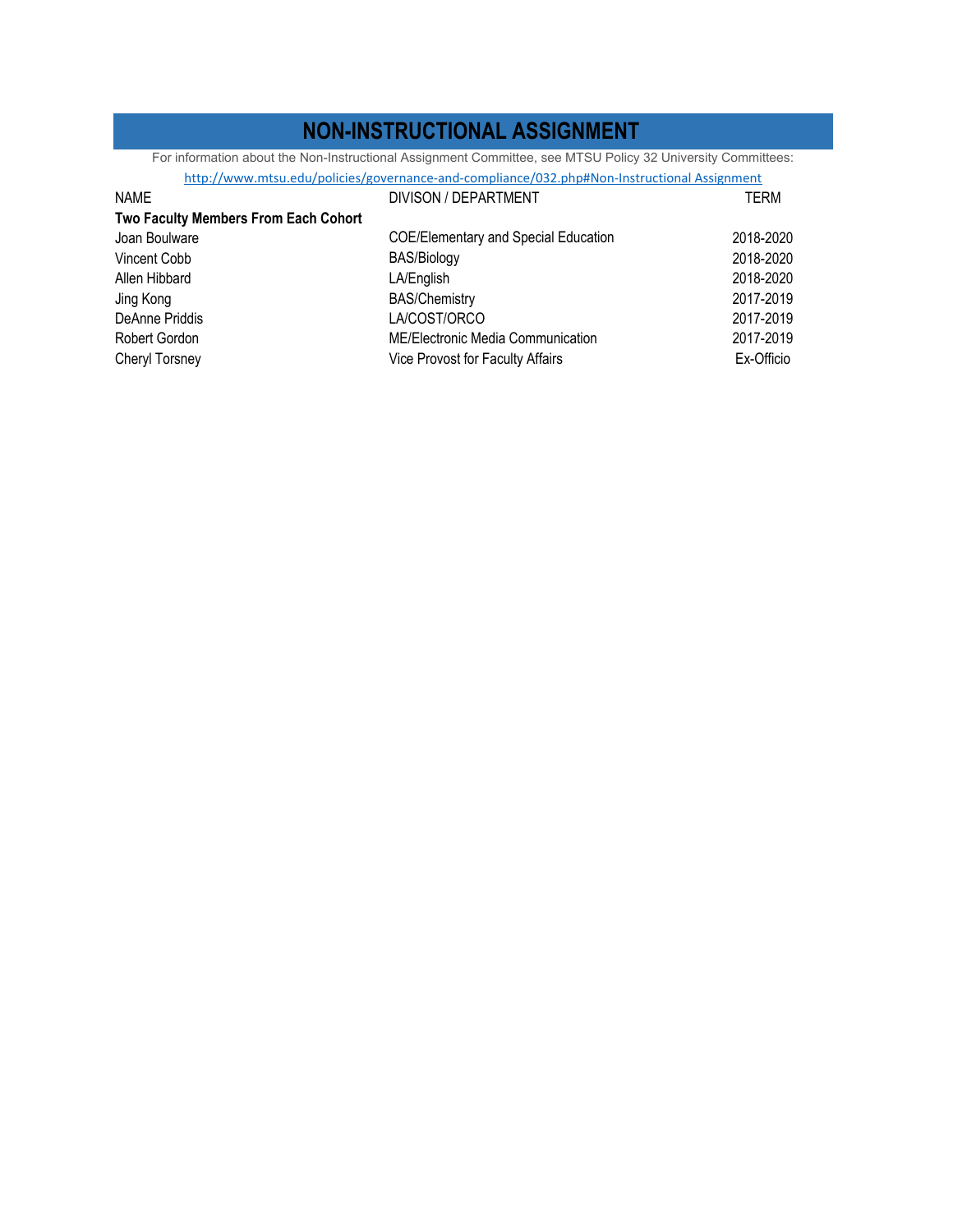# NON-INSTRUCTIONAL ASSIGNMENT

For information about the Non-Instructional Assignment Committee, see MTSU Policy 32 University Committees:

http://www.mtsu.edu/policies/governance-and-compliance/032.php#Non-Instructional Assignment

| NAME | DIVISON / DEPARTMENT | TERM |
|---|---|---|
| **Two Faculty Members From Each Cohort** | | |
| Joan Boulware | COE/Elementary and Special Education | 2018-2020 |
| Vincent Cobb | BAS/Biology | 2018-2020 |
| Allen Hibbard | LA/English | 2018-2020 |
| Jing Kong | BAS/Chemistry | 2017-2019 |
| DeAnne Priddis | LA/COST/ORCO | 2017-2019 |
| Robert Gordon | ME/Electronic Media Communication | 2017-2019 |
| Cheryl Torsney | Vice Provost for Faculty Affairs | Ex-Officio |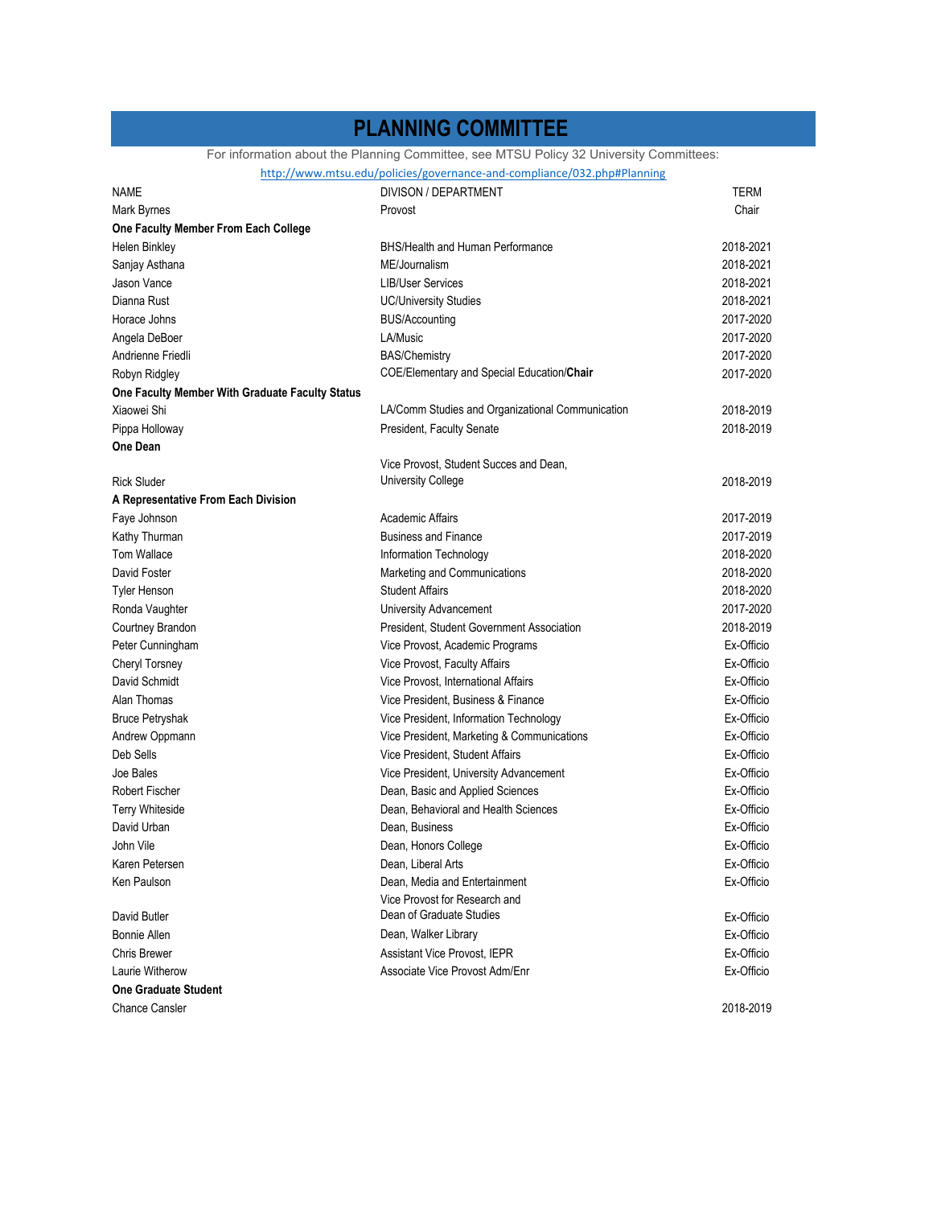# PLANNING COMMITTEE

For information about the Planning Committee, see MTSU Policy 32 University Committees:
http://www.mtsu.edu/policies/governance-and-compliance/032.php#Planning

| NAME | DIVISON / DEPARTMENT | TERM |
|---|---|---|
| Mark Byrnes | Provost | Chair |
| **One Faculty Member From Each College** | | |
| Helen Binkley | BHS/Health and Human Performance | 2018-2021 |
| Sanjay Asthana | ME/Journalism | 2018-2021 |
| Jason Vance | LIB/User Services | 2018-2021 |
| Dianna Rust | UC/University Studies | 2018-2021 |
| Horace Johns | BUS/Accounting | 2017-2020 |
| Angela DeBoer | LA/Music | 2017-2020 |
| Andrienne Friedli | BAS/Chemistry | 2017-2020 |
| Robyn Ridgley | COE/Elementary and Special Education/**Chair** | 2017-2020 |
| **One Faculty Member With Graduate Faculty Status** | | |
| Xiaowei Shi | LA/Comm Studies and Organizational Communication | 2018-2019 |
| Pippa Holloway | President, Faculty Senate | 2018-2019 |
| **One Dean** | | |
| Rick Sluder | Vice Provost, Student Succes and Dean, University College | 2018-2019 |
| **A Representative From Each Division** | | |
| Faye Johnson | Academic Affairs | 2017-2019 |
| Kathy Thurman | Business and Finance | 2017-2019 |
| Tom Wallace | Information Technology | 2018-2020 |
| David Foster | Marketing and Communications | 2018-2020 |
| Tyler Henson | Student Affairs | 2018-2020 |
| Ronda Vaughter | University Advancement | 2017-2020 |
| Courtney Brandon | President, Student Government Association | 2018-2019 |
| Peter Cunningham | Vice Provost, Academic Programs | Ex-Officio |
| Cheryl Torsney | Vice Provost, Faculty Affairs | Ex-Officio |
| David Schmidt | Vice Provost, International Affairs | Ex-Officio |
| Alan Thomas | Vice President, Business & Finance | Ex-Officio |
| Bruce Petryshak | Vice President, Information Technology | Ex-Officio |
| Andrew Oppmann | Vice President, Marketing & Communications | Ex-Officio |
| Deb Sells | Vice President, Student Affairs | Ex-Officio |
| Joe Bales | Vice President, University Advancement | Ex-Officio |
| Robert Fischer | Dean, Basic and Applied Sciences | Ex-Officio |
| Terry Whiteside | Dean, Behavioral and Health Sciences | Ex-Officio |
| David Urban | Dean, Business | Ex-Officio |
| John Vile | Dean, Honors College | Ex-Officio |
| Karen Petersen | Dean, Liberal Arts | Ex-Officio |
| Ken Paulson | Dean, Media and Entertainment | Ex-Officio |
| David Butler | Vice Provost for Research and Dean of Graduate Studies | Ex-Officio |
| Bonnie Allen | Dean, Walker Library | Ex-Officio |
| Chris Brewer | Assistant Vice Provost, IEPR | Ex-Officio |
| Laurie Witherow | Associate Vice Provost Adm/Enr | Ex-Officio |
| **One Graduate Student** | | |
| Chance Cansler | | 2018-2019 |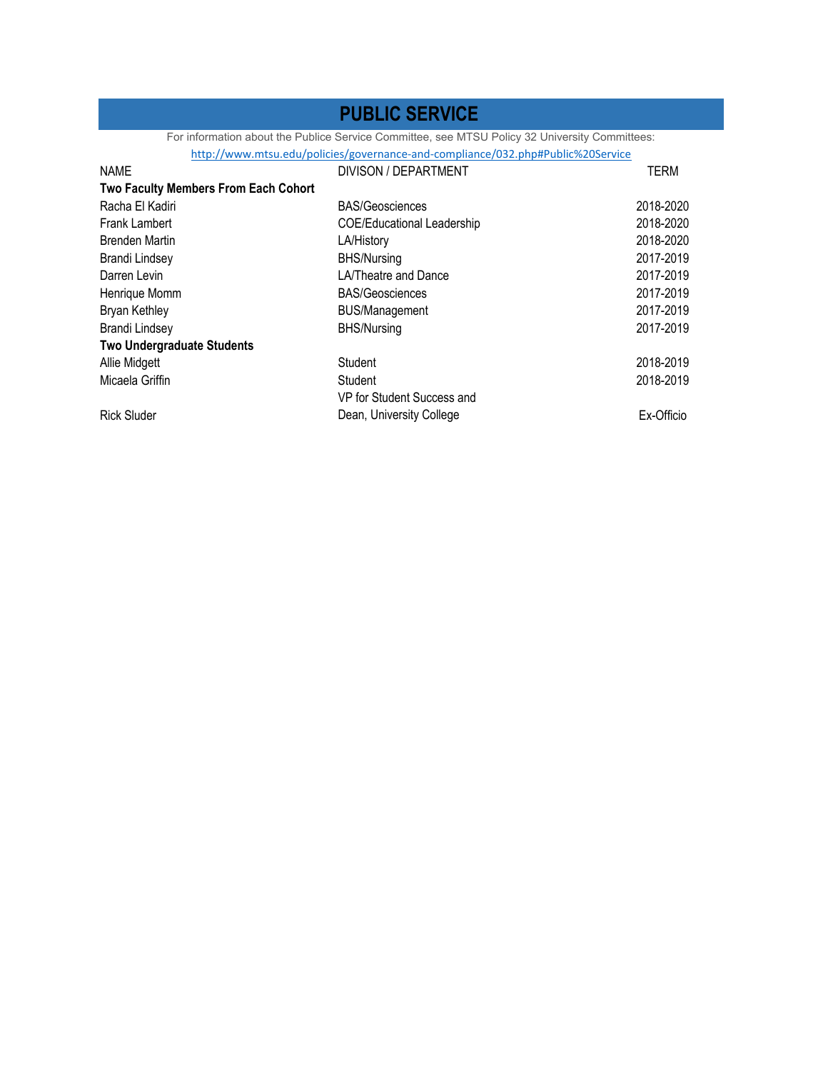# PUBLIC SERVICE

For information about the Publice Service Committee, see MTSU Policy 32 University Committees:
http://www.mtsu.edu/policies/governance-and-compliance/032.php#Public%20Service

| NAME | DIVISON / DEPARTMENT | TERM |
|---|---|---|
| **Two Faculty Members From Each Cohort** | | |
| Racha El Kadiri | BAS/Geosciences | 2018-2020 |
| Frank Lambert | COE/Educational Leadership | 2018-2020 |
| Brenden Martin | LA/History | 2018-2020 |
| Brandi Lindsey | BHS/Nursing | 2017-2019 |
| Darren Levin | LA/Theatre and Dance | 2017-2019 |
| Henrique Momm | BAS/Geosciences | 2017-2019 |
| Bryan Kethley | BUS/Management | 2017-2019 |
| Brandi Lindsey | BHS/Nursing | 2017-2019 |
| **Two Undergraduate Students** | | |
| Allie Midgett | Student | 2018-2019 |
| Micaela Griffin | Student | 2018-2019 |
| Rick Sluder | VP for Student Success and Dean, University College | Ex-Officio |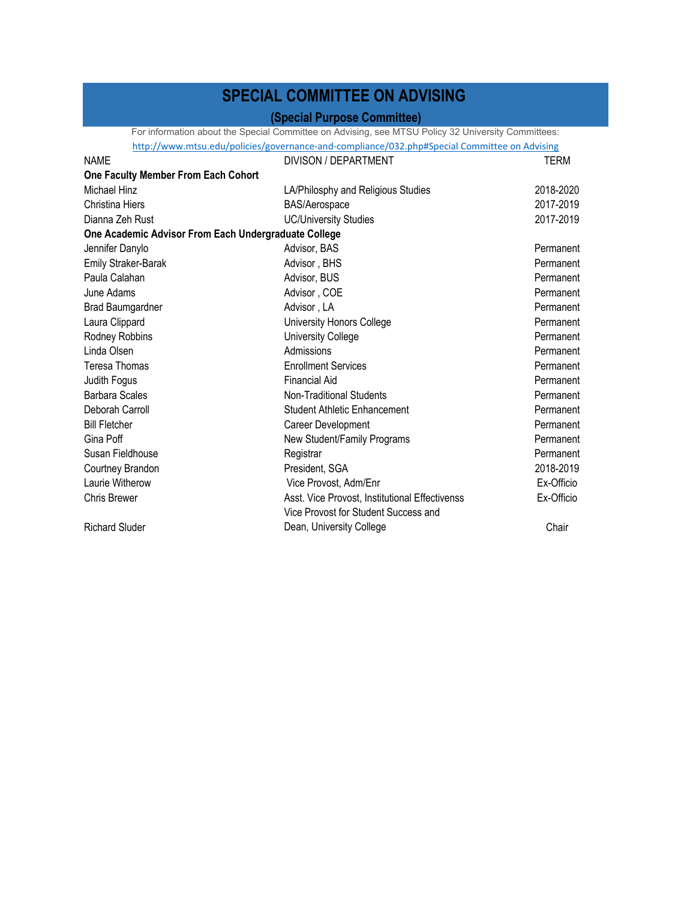# SPECIAL COMMITTEE ON ADVISING

## (Special Purpose Committee)

For information about the Special Committee on Advising, see MTSU Policy 32 University Committees: http://www.mtsu.edu/policies/governance-and-compliance/032.php#Special Committee on Advising

| NAME | DIVISON / DEPARTMENT | TERM |
|---|---|---|
| **One Faculty Member From Each Cohort** | | |
| Michael Hinz | LA/Philosphy and Religious Studies | 2018-2020 |
| Christina Hiers | BAS/Aerospace | 2017-2019 |
| Dianna Zeh Rust | UC/University Studies | 2017-2019 |
| **One Academic Advisor From Each Undergraduate College** | | |
| Jennifer Danylo | Advisor, BAS | Permanent |
| Emily Straker-Barak | Advisor , BHS | Permanent |
| Paula Calahan | Advisor, BUS | Permanent |
| June Adams | Advisor , COE | Permanent |
| Brad Baumgardner | Advisor , LA | Permanent |
| Laura Clippard | University Honors College | Permanent |
| Rodney Robbins | University College | Permanent |
| Linda Olsen | Admissions | Permanent |
| Teresa Thomas | Enrollment Services | Permanent |
| Judith Fogus | Financial Aid | Permanent |
| Barbara Scales | Non-Traditional Students | Permanent |
| Deborah Carroll | Student Athletic Enhancement | Permanent |
| Bill Fletcher | Career Development | Permanent |
| Gina Poff | New Student/Family Programs | Permanent |
| Susan Fieldhouse | Registrar | Permanent |
| Courtney Brandon | President, SGA | 2018-2019 |
| Laurie Witherow | Vice Provost, Adm/Enr | Ex-Officio |
| Chris Brewer | Asst. Vice Provost, Institutional Effectivenss | Ex-Officio |
| Richard Sluder | Vice Provost for Student Success and Dean, University College | Chair |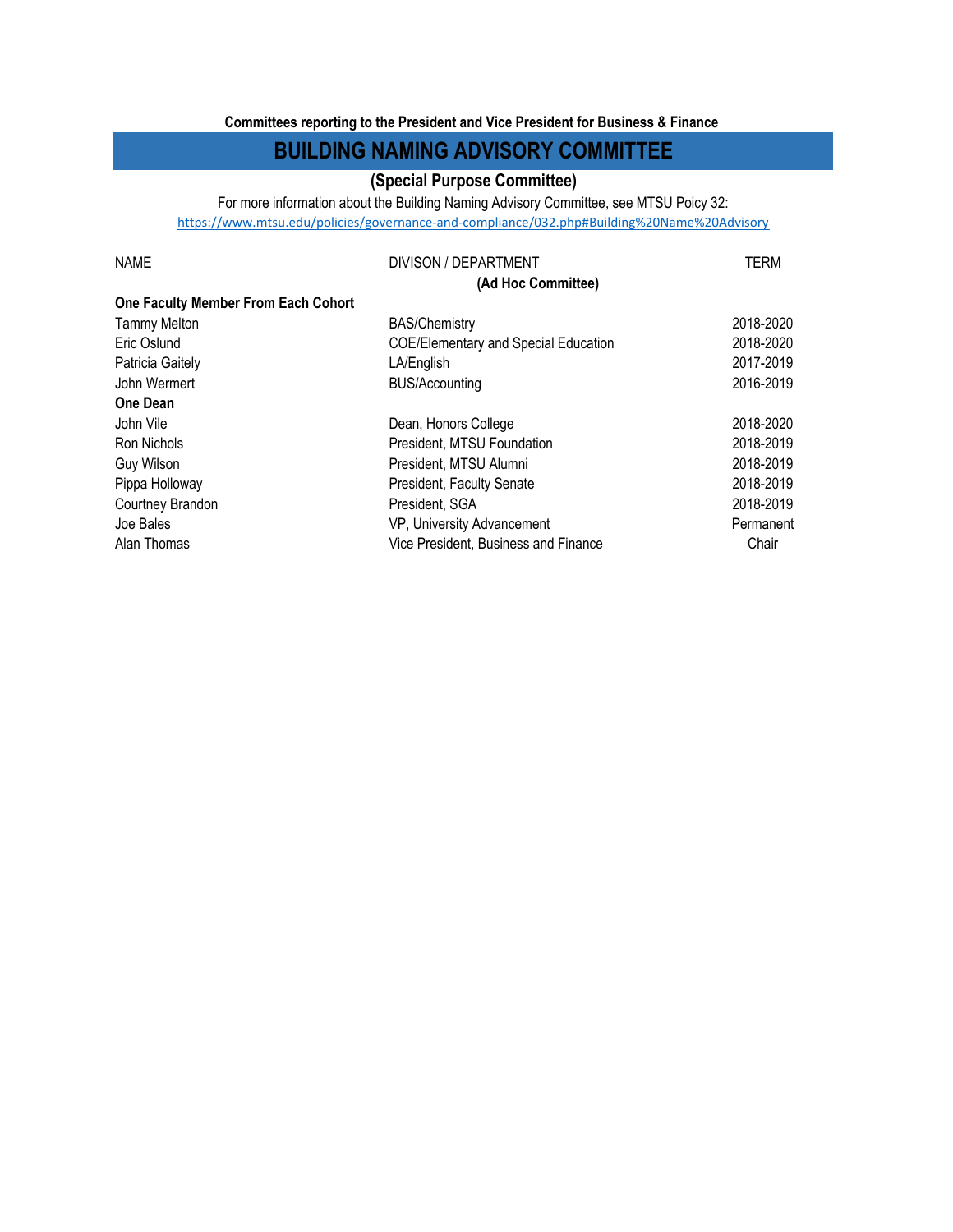**Committees reporting to the President and Vice President for Business & Finance**

# BUILDING NAMING ADVISORY COMMITTEE

**(Special Purpose Committee)**

For more information about the Building Naming Advisory Committee, see MTSU Poicy 32:
https://www.mtsu.edu/policies/governance-and-compliance/032.php#Building%20Name%20Advisory

| NAME | DIVISON / DEPARTMENT | TERM |
|---|---|---|
| | **(Ad Hoc Committee)** | |
| **One Faculty Member From Each Cohort** | | |
| Tammy Melton | BAS/Chemistry | 2018-2020 |
| Eric Oslund | COE/Elementary and Special Education | 2018-2020 |
| Patricia Gaitely | LA/English | 2017-2019 |
| John Wermert | BUS/Accounting | 2016-2019 |
| **One Dean** | | |
| John Vile | Dean, Honors College | 2018-2020 |
| Ron Nichols | President, MTSU Foundation | 2018-2019 |
| Guy Wilson | President, MTSU Alumni | 2018-2019 |
| Pippa Holloway | President, Faculty Senate | 2018-2019 |
| Courtney Brandon | President, SGA | 2018-2019 |
| Joe Bales | VP, University Advancement | Permanent |
| Alan Thomas | Vice President, Business and Finance | Chair |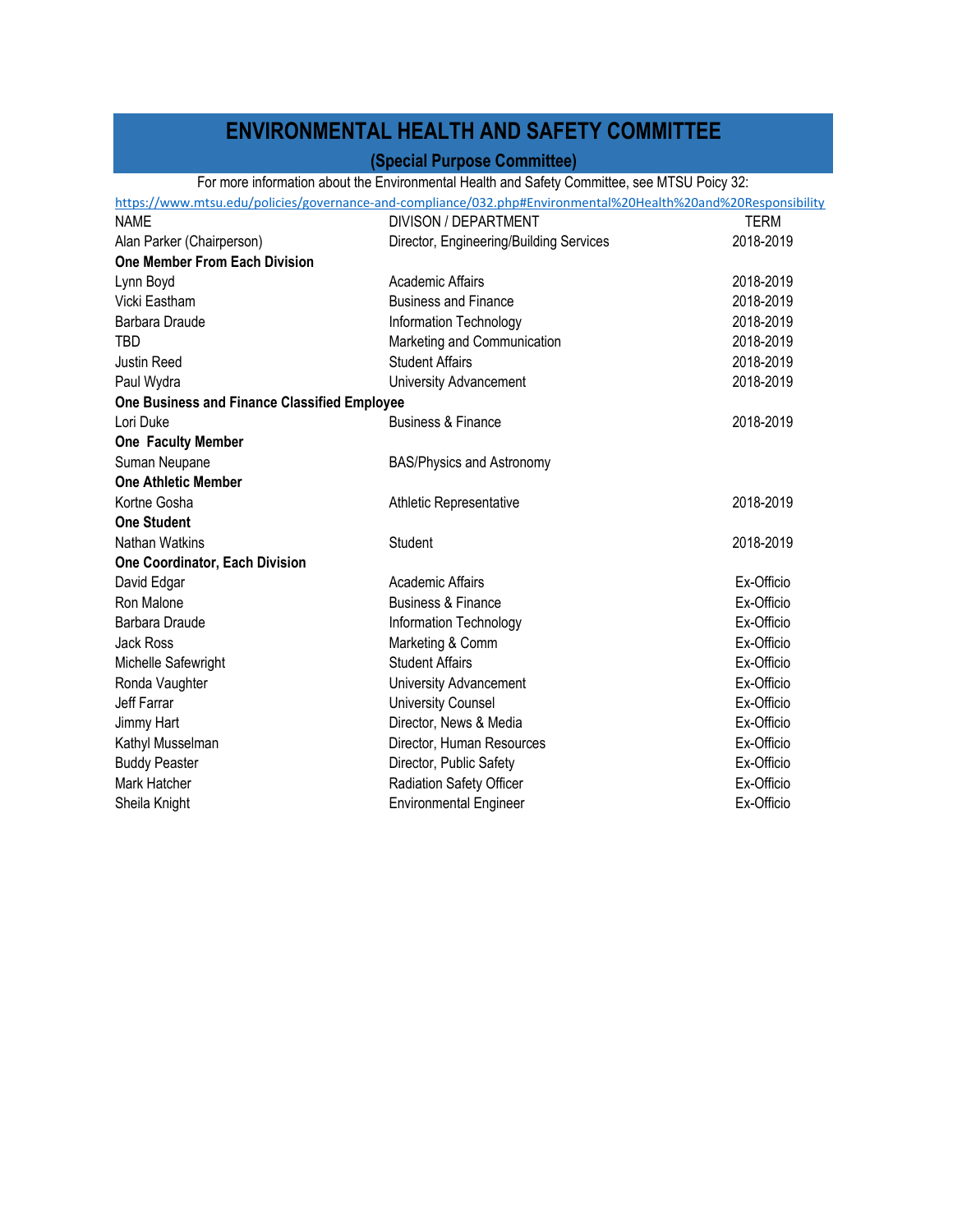# ENVIRONMENTAL HEALTH AND SAFETY COMMITTEE

## (Special Purpose Committee)

For more information about the Environmental Health and Safety Committee, see MTSU Poicy 32:

https://www.mtsu.edu/policies/governance-and-compliance/032.php#Environmental%20Health%20and%20Responsibility

| NAME | DIVISON / DEPARTMENT | TERM |
|---|---|---|
| Alan Parker (Chairperson) | Director, Engineering/Building Services | 2018-2019 |
| **One Member From Each Division** | | |
| Lynn Boyd | Academic Affairs | 2018-2019 |
| Vicki Eastham | Business and Finance | 2018-2019 |
| Barbara Draude | Information Technology | 2018-2019 |
| TBD | Marketing and Communication | 2018-2019 |
| Justin Reed | Student Affairs | 2018-2019 |
| Paul Wydra | University Advancement | 2018-2019 |
| **One Business and Finance Classified Employee** | | |
| Lori Duke | Business & Finance | 2018-2019 |
| **One Faculty Member** | | |
| Suman Neupane | BAS/Physics and Astronomy | |
| **One Athletic Member** | | |
| Kortne Gosha | Athletic Representative | 2018-2019 |
| **One Student** | | |
| Nathan Watkins | Student | 2018-2019 |
| **One Coordinator, Each Division** | | |
| David Edgar | Academic Affairs | Ex-Officio |
| Ron Malone | Business & Finance | Ex-Officio |
| Barbara Draude | Information Technology | Ex-Officio |
| Jack Ross | Marketing & Comm | Ex-Officio |
| Michelle Safewright | Student Affairs | Ex-Officio |
| Ronda Vaughter | University Advancement | Ex-Officio |
| Jeff Farrar | University Counsel | Ex-Officio |
| Jimmy Hart | Director, News & Media | Ex-Officio |
| Kathyl Musselman | Director, Human Resources | Ex-Officio |
| Buddy Peaster | Director, Public Safety | Ex-Officio |
| Mark Hatcher | Radiation Safety Officer | Ex-Officio |
| Sheila Knight | Environmental Engineer | Ex-Officio |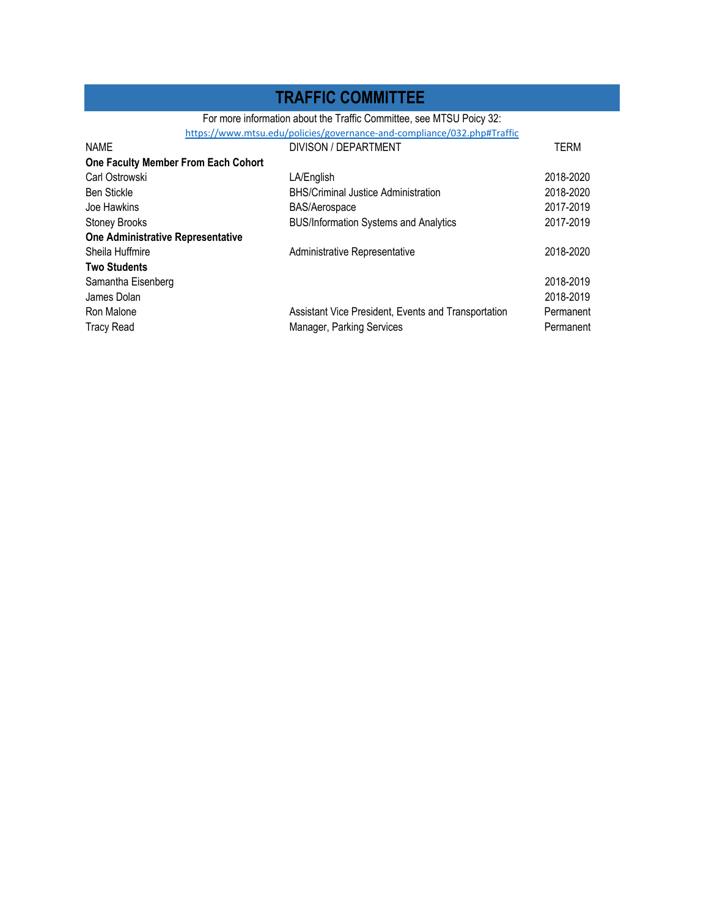# TRAFFIC COMMITTEE

For more information about the Traffic Committee, see MTSU Poicy 32:
https://www.mtsu.edu/policies/governance-and-compliance/032.php#Traffic

| NAME | DIVISON / DEPARTMENT | TERM |
|---|---|---|
| **One Faculty Member From Each Cohort** | | |
| Carl Ostrowski | LA/English | 2018-2020 |
| Ben Stickle | BHS/Criminal Justice Administration | 2018-2020 |
| Joe Hawkins | BAS/Aerospace | 2017-2019 |
| Stoney Brooks | BUS/Information Systems and Analytics | 2017-2019 |
| **One Administrative Representative** | | |
| Sheila Huffmire | Administrative Representative | 2018-2020 |
| **Two Students** | | |
| Samantha Eisenberg | | 2018-2019 |
| James Dolan | | 2018-2019 |
| Ron Malone | Assistant Vice President, Events and Transportation | Permanent |
| Tracy Read | Manager, Parking Services | Permanent |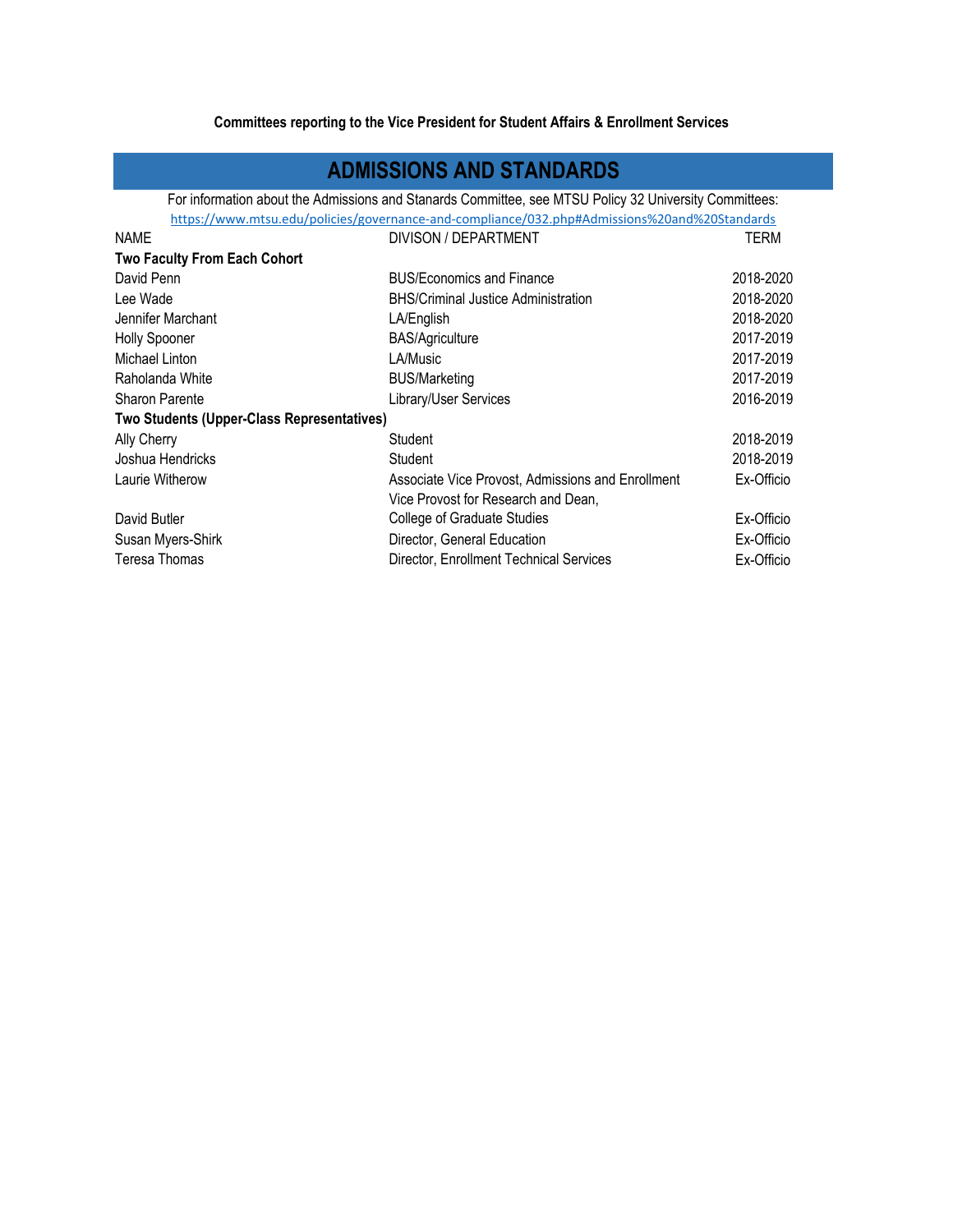**Committees reporting to the Vice President for Student Affairs & Enrollment Services**

## ADMISSIONS AND STANDARDS

For information about the Admissions and Stanards Committee, see MTSU Policy 32 University Committees:
https://www.mtsu.edu/policies/governance-and-compliance/032.php#Admissions%20and%20Standards

| NAME | DIVISON / DEPARTMENT | TERM |
|---|---|---|
| **Two Faculty From Each Cohort** | | |
| David Penn | BUS/Economics and Finance | 2018-2020 |
| Lee Wade | BHS/Criminal Justice Administration | 2018-2020 |
| Jennifer Marchant | LA/English | 2018-2020 |
| Holly Spooner | BAS/Agriculture | 2017-2019 |
| Michael Linton | LA/Music | 2017-2019 |
| Raholanda White | BUS/Marketing | 2017-2019 |
| Sharon Parente | Library/User Services | 2016-2019 |
| **Two Students (Upper-Class Representatives)** | | |
| Ally Cherry | Student | 2018-2019 |
| Joshua Hendricks | Student | 2018-2019 |
| Laurie Witherow | Associate Vice Provost, Admissions and Enrollment | Ex-Officio |
| David Butler | Vice Provost for Research and Dean, College of Graduate Studies | Ex-Officio |
| Susan Myers-Shirk | Director, General Education | Ex-Officio |
| Teresa Thomas | Director, Enrollment Technical Services | Ex-Officio |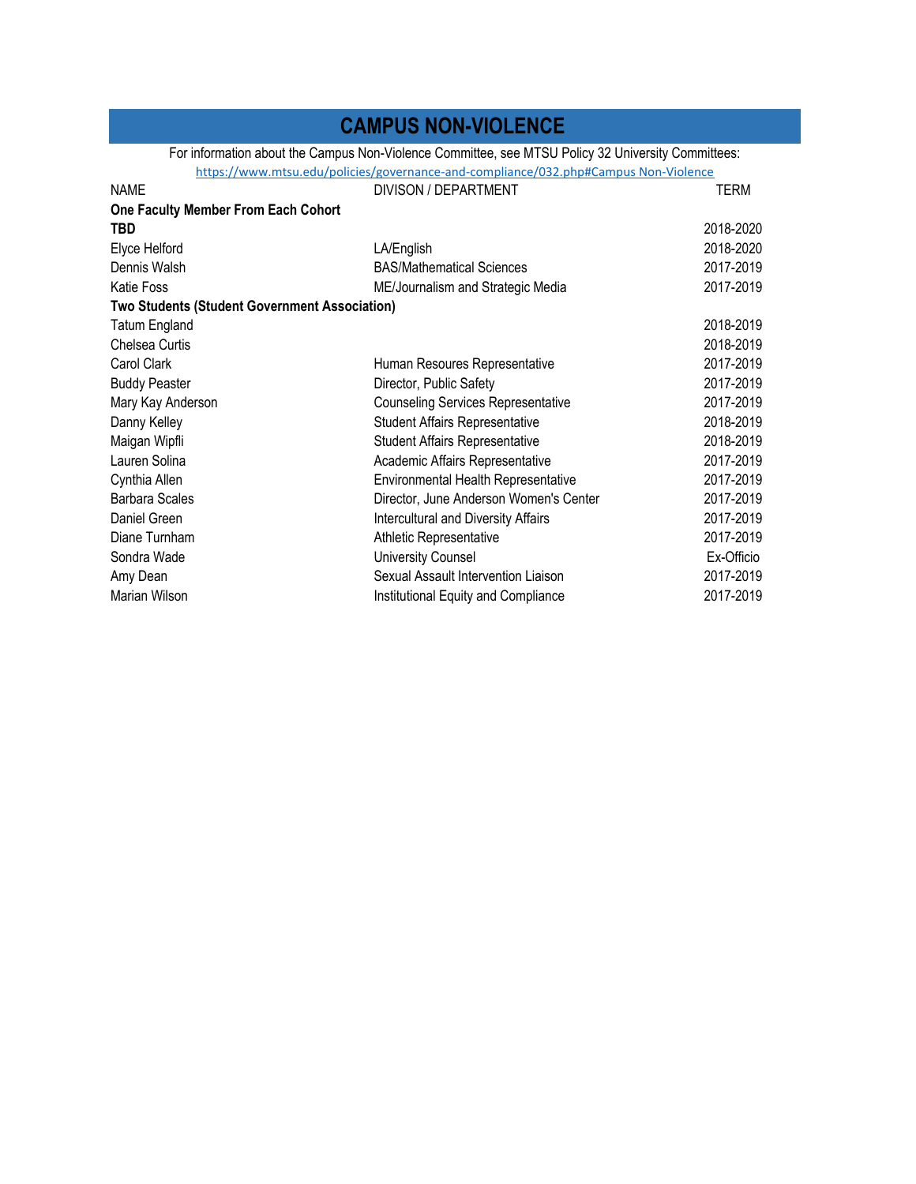# CAMPUS NON-VIOLENCE

For information about the Campus Non-Violence Committee, see MTSU Policy 32 University Committees: https://www.mtsu.edu/policies/governance-and-compliance/032.php#Campus Non-Violence

| NAME | DIVISON / DEPARTMENT | TERM |
|---|---|---|
| **One Faculty Member From Each Cohort** | | |
| **TBD** | | 2018-2020 |
| Elyce Helford | LA/English | 2018-2020 |
| Dennis Walsh | BAS/Mathematical Sciences | 2017-2019 |
| Katie Foss | ME/Journalism and Strategic Media | 2017-2019 |
| **Two Students (Student Government Association)** | | |
| Tatum England | | 2018-2019 |
| Chelsea Curtis | | 2018-2019 |
| Carol Clark | Human Resoures Representative | 2017-2019 |
| Buddy Peaster | Director, Public Safety | 2017-2019 |
| Mary Kay Anderson | Counseling Services Representative | 2017-2019 |
| Danny Kelley | Student Affairs Representative | 2018-2019 |
| Maigan Wipfli | Student Affairs Representative | 2018-2019 |
| Lauren Solina | Academic Affairs Representative | 2017-2019 |
| Cynthia Allen | Environmental Health Representative | 2017-2019 |
| Barbara Scales | Director, June Anderson Women's Center | 2017-2019 |
| Daniel Green | Intercultural and Diversity Affairs | 2017-2019 |
| Diane Turnham | Athletic Representative | 2017-2019 |
| Sondra Wade | University Counsel | Ex-Officio |
| Amy Dean | Sexual Assault Intervention Liaison | 2017-2019 |
| Marian Wilson | Institutional Equity and Compliance | 2017-2019 |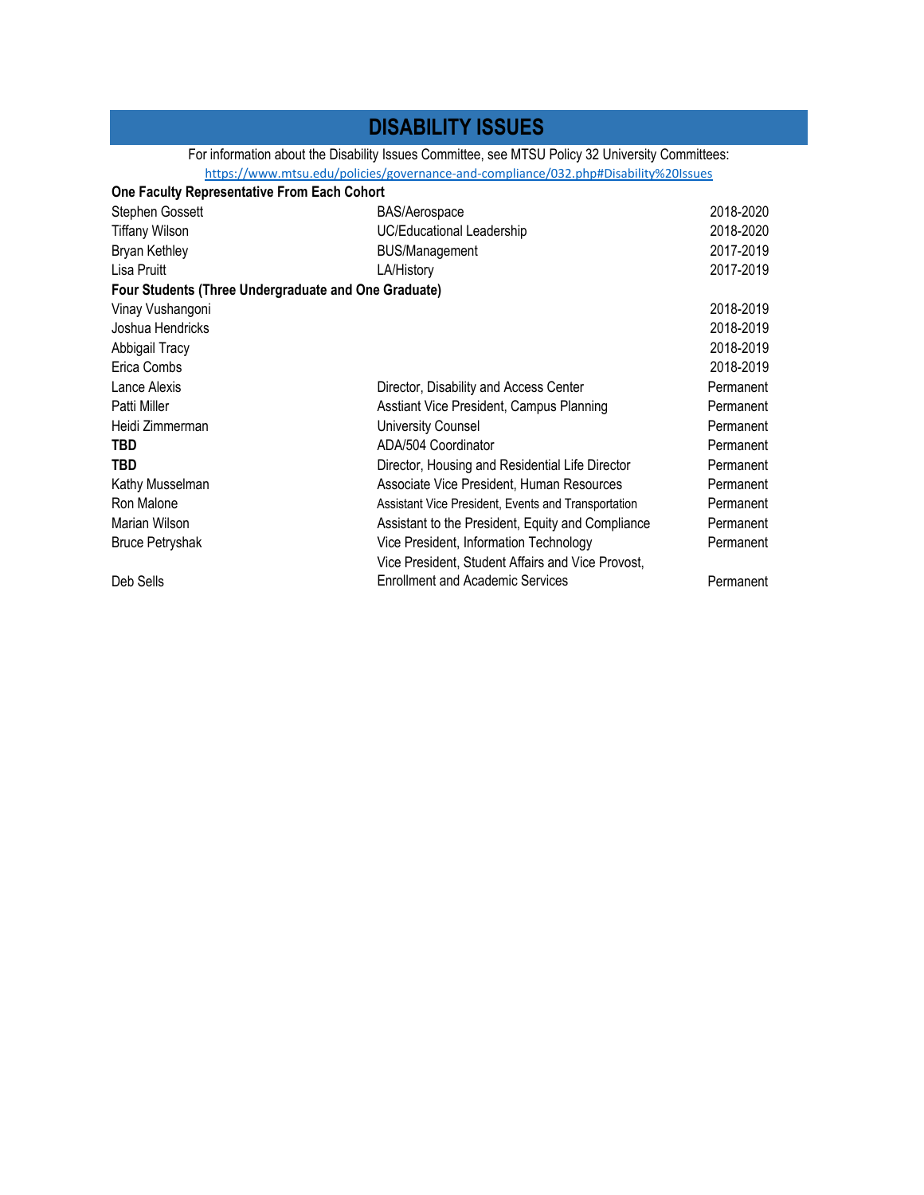# DISABILITY ISSUES

For information about the Disability Issues Committee, see MTSU Policy 32 University Committees: https://www.mtsu.edu/policies/governance-and-compliance/032.php#Disability%20Issues

| | | |
|---|---|---|
| **One Faculty Representative From Each Cohort** | | |
| Stephen Gossett | BAS/Aerospace | 2018-2020 |
| Tiffany Wilson | UC/Educational Leadership | 2018-2020 |
| Bryan Kethley | BUS/Management | 2017-2019 |
| Lisa Pruitt | LA/History | 2017-2019 |
| **Four Students (Three Undergraduate and One Graduate)** | | |
| Vinay Vushangoni | | 2018-2019 |
| Joshua Hendricks | | 2018-2019 |
| Abbigail Tracy | | 2018-2019 |
| Erica Combs | | 2018-2019 |
| Lance Alexis | Director, Disability and Access Center | Permanent |
| Patti Miller | Asstiant Vice President, Campus Planning | Permanent |
| Heidi Zimmerman | University Counsel | Permanent |
| **TBD** | ADA/504 Coordinator | Permanent |
| **TBD** | Director, Housing and Residential Life Director | Permanent |
| Kathy Musselman | Associate Vice President, Human Resources | Permanent |
| Ron Malone | Assistant Vice President, Events and Transportation | Permanent |
| Marian Wilson | Assistant to the President, Equity and Compliance | Permanent |
| Bruce Petryshak | Vice President, Information Technology | Permanent |
| Deb Sells | Vice President, Student Affairs and Vice Provost, Enrollment and Academic Services | Permanent |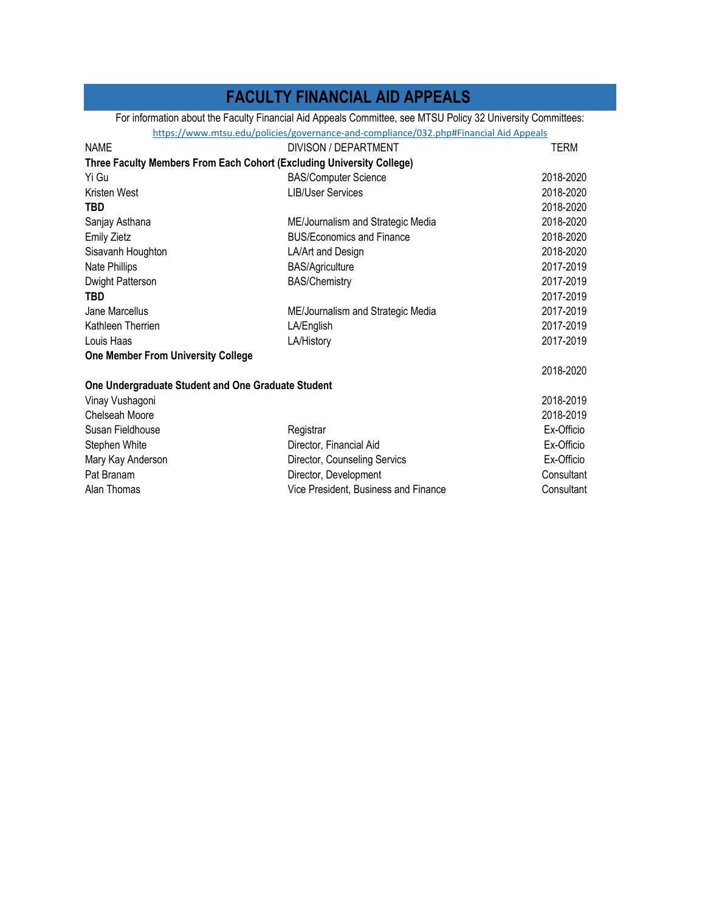# FACULTY FINANCIAL AID APPEALS

For information about the Faculty Financial Aid Appeals Committee, see MTSU Policy 32 University Committees:
https://www.mtsu.edu/policies/governance-and-compliance/032.php#Financial Aid Appeals

| NAME | DIVISON / DEPARTMENT | TERM |
|---|---|---|
| **Three Faculty Members From Each Cohort (Excluding University College)** | | |
| Yi Gu | BAS/Computer Science | 2018-2020 |
| Kristen West | LIB/User Services | 2018-2020 |
| **TBD** | | 2018-2020 |
| Sanjay Asthana | ME/Journalism and Strategic Media | 2018-2020 |
| Emily Zietz | BUS/Economics and Finance | 2018-2020 |
| Sisavanh Houghton | LA/Art and Design | 2018-2020 |
| Nate Phillips | BAS/Agriculture | 2017-2019 |
| Dwight Patterson | BAS/Chemistry | 2017-2019 |
| **TBD** | | 2017-2019 |
| Jane Marcellus | ME/Journalism and Strategic Media | 2017-2019 |
| Kathleen Therrien | LA/English | 2017-2019 |
| Louis Haas | LA/History | 2017-2019 |
| **One Member From University College** | | |
| | | 2018-2020 |
| **One Undergraduate Student and One Graduate Student** | | |
| Vinay Vushagoni | | 2018-2019 |
| Chelseah Moore | | 2018-2019 |
| Susan Fieldhouse | Registrar | Ex-Officio |
| Stephen White | Director, Financial Aid | Ex-Officio |
| Mary Kay Anderson | Director, Counseling Servics | Ex-Officio |
| Pat Branam | Director, Development | Consultant |
| Alan Thomas | Vice President, Business and Finance | Consultant |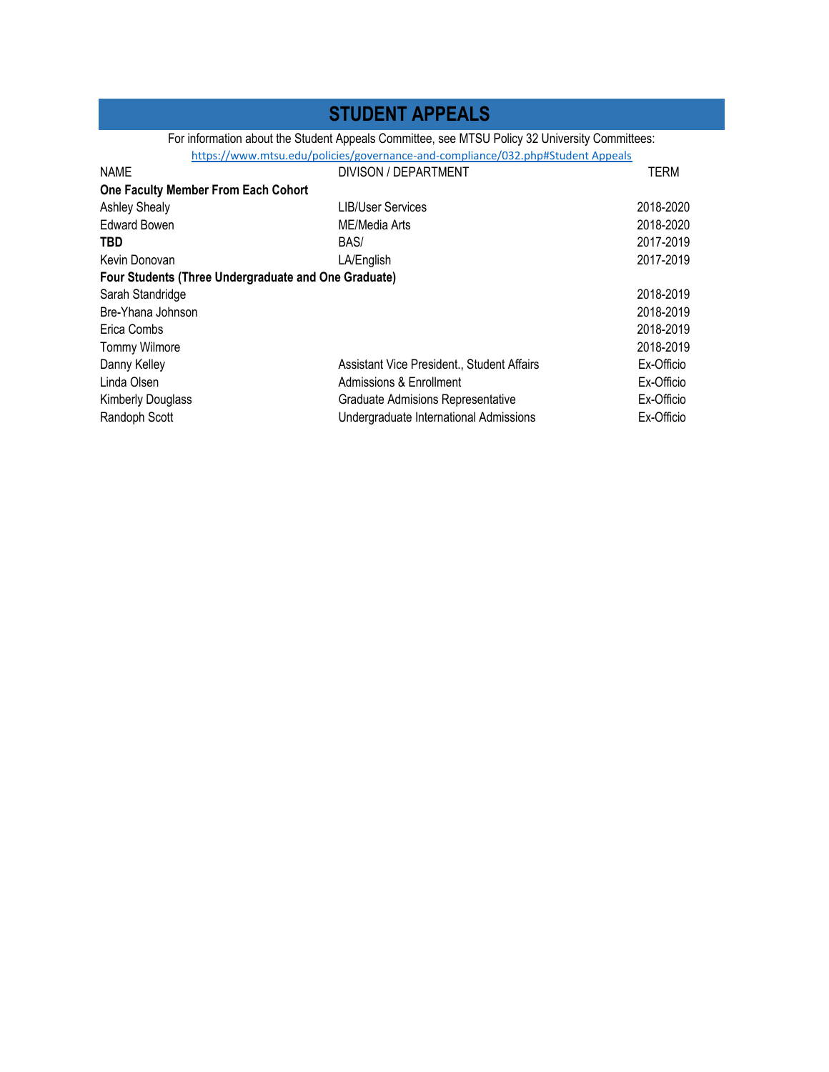## STUDENT APPEALS

For information about the Student Appeals Committee, see MTSU Policy 32 University Committees:
https://www.mtsu.edu/policies/governance-and-compliance/032.php#Student Appeals

| NAME | DIVISON / DEPARTMENT | TERM |
|---|---|---|
| **One Faculty Member From Each Cohort** | | |
| Ashley Shealy | LIB/User Services | 2018-2020 |
| Edward Bowen | ME/Media Arts | 2018-2020 |
| **TBD** | BAS/ | 2017-2019 |
| Kevin Donovan | LA/English | 2017-2019 |
| **Four Students (Three Undergraduate and One Graduate)** | | |
| Sarah Standridge | | 2018-2019 |
| Bre-Yhana Johnson | | 2018-2019 |
| Erica Combs | | 2018-2019 |
| Tommy Wilmore | | 2018-2019 |
| Danny Kelley | Assistant Vice President., Student Affairs | Ex-Officio |
| Linda Olsen | Admissions & Enrollment | Ex-Officio |
| Kimberly Douglass | Graduate Admisions Representative | Ex-Officio |
| Randoph Scott | Undergraduate International Admissions | Ex-Officio |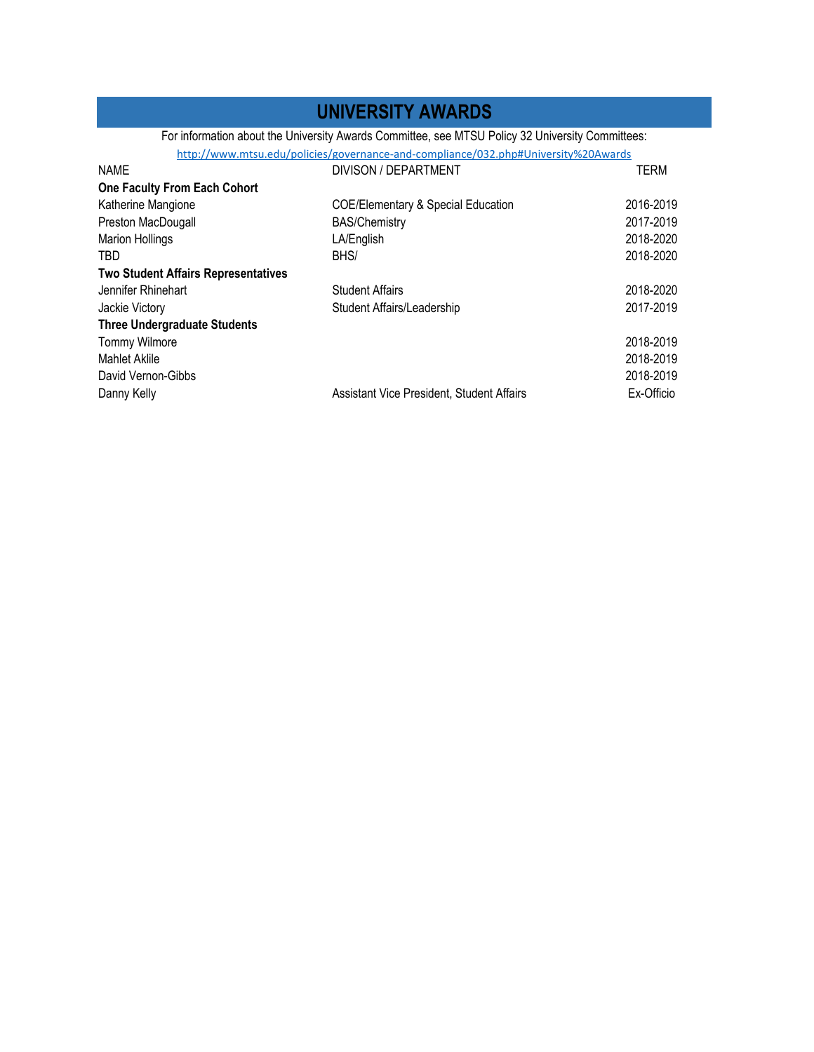# UNIVERSITY AWARDS

For information about the University Awards Committee, see MTSU Policy 32 University Committees:

http://www.mtsu.edu/policies/governance-and-compliance/032.php#University%20Awards

| NAME | DIVISON / DEPARTMENT | TERM |
|---|---|---|
| **One Faculty From Each Cohort** | | |
| Katherine Mangione | COE/Elementary & Special Education | 2016-2019 |
| Preston MacDougall | BAS/Chemistry | 2017-2019 |
| Marion Hollings | LA/English | 2018-2020 |
| TBD | BHS/ | 2018-2020 |
| **Two Student Affairs Representatives** | | |
| Jennifer Rhinehart | Student Affairs | 2018-2020 |
| Jackie Victory | Student Affairs/Leadership | 2017-2019 |
| **Three Undergraduate Students** | | |
| Tommy Wilmore | | 2018-2019 |
| Mahlet Aklile | | 2018-2019 |
| David Vernon-Gibbs | | 2018-2019 |
| Danny Kelly | Assistant Vice President, Student Affairs | Ex-Officio |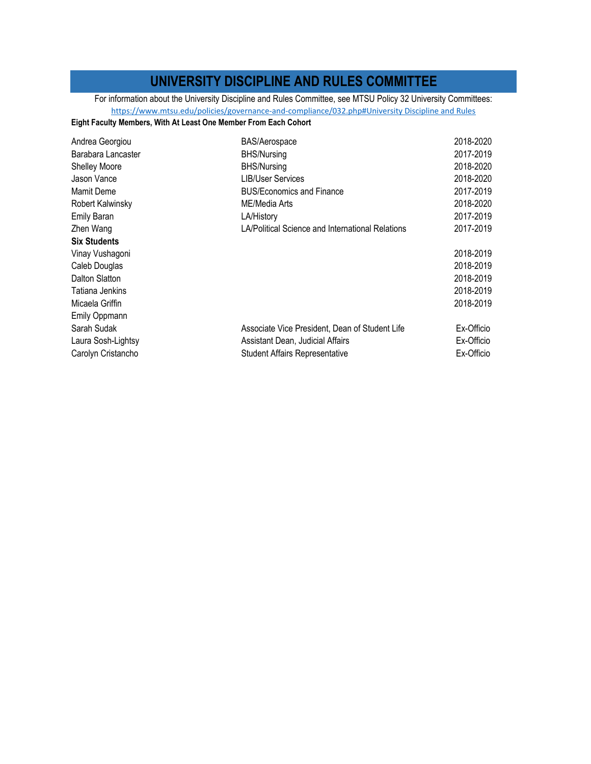# UNIVERSITY DISCIPLINE AND RULES COMMITTEE

For information about the University Discipline and Rules Committee, see MTSU Policy 32 University Committees:
https://www.mtsu.edu/policies/governance-and-compliance/032.php#University Discipline and Rules

**Eight Faculty Members, With At Least One Member From Each Cohort**

| | | |
|---|---|---|
| Andrea Georgiou | BAS/Aerospace | 2018-2020 |
| Barabara Lancaster | BHS/Nursing | 2017-2019 |
| Shelley Moore | BHS/Nursing | 2018-2020 |
| Jason Vance | LIB/User Services | 2018-2020 |
| Mamit Deme | BUS/Economics and Finance | 2017-2019 |
| Robert Kalwinsky | ME/Media Arts | 2018-2020 |
| Emily Baran | LA/History | 2017-2019 |
| Zhen Wang | LA/Political Science and International Relations | 2017-2019 |
| **Six Students** | | |
| Vinay Vushagoni | | 2018-2019 |
| Caleb Douglas | | 2018-2019 |
| Dalton Slatton | | 2018-2019 |
| Tatiana Jenkins | | 2018-2019 |
| Micaela Griffin | | 2018-2019 |
| Emily Oppmann | | |
| Sarah Sudak | Associate Vice President, Dean of Student Life | Ex-Officio |
| Laura Sosh-Lightsy | Assistant Dean, Judicial Affairs | Ex-Officio |
| Carolyn Cristancho | Student Affairs Representative | Ex-Officio |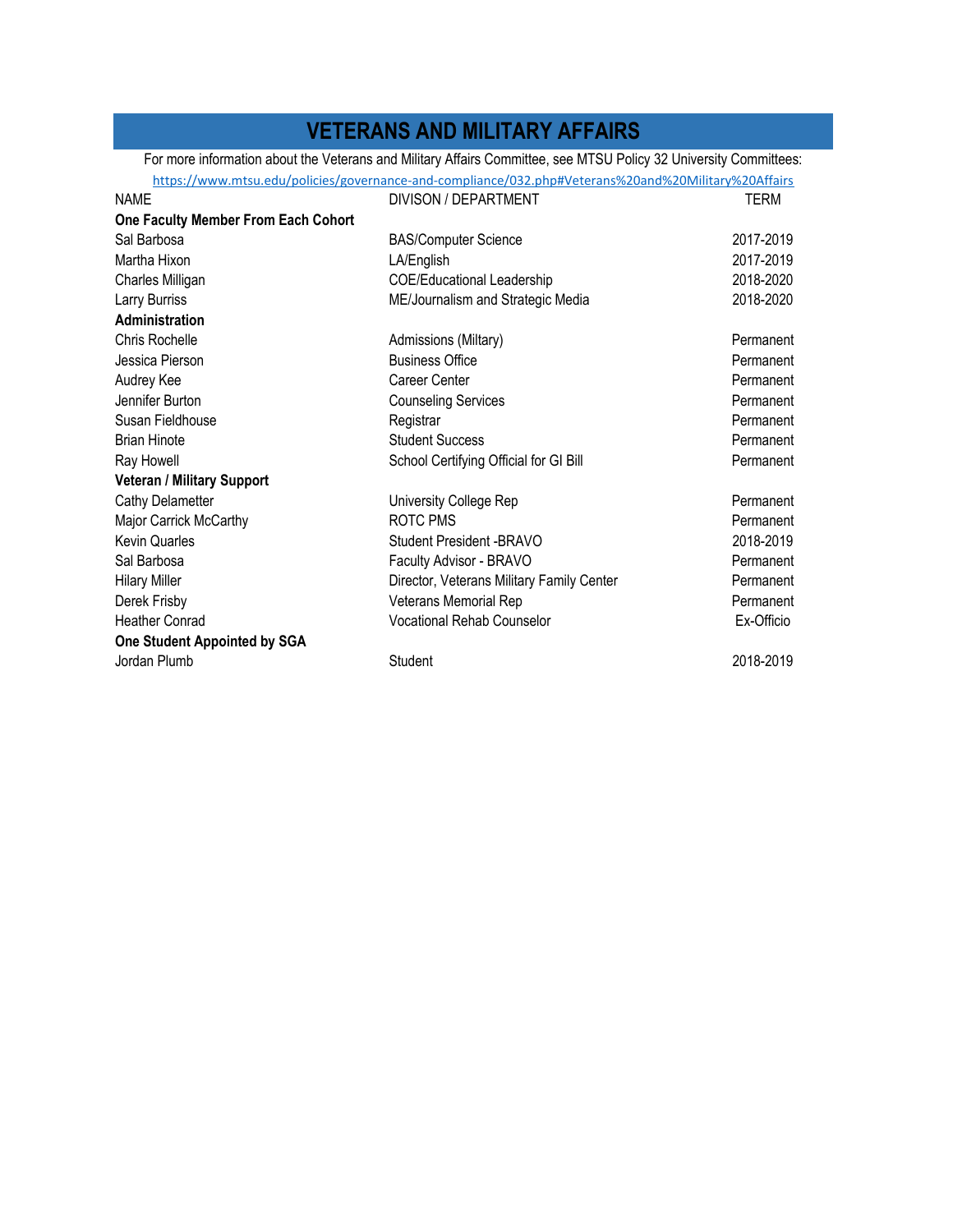# VETERANS AND MILITARY AFFAIRS

For more information about the Veterans and Military Affairs Committee, see MTSU Policy 32 University Committees:
https://www.mtsu.edu/policies/governance-and-compliance/032.php#Veterans%20and%20Military%20Affairs

| NAME | DIVISON / DEPARTMENT | TERM |
| --- | --- | --- |
| **One Faculty Member From Each Cohort** | | |
| Sal Barbosa | BAS/Computer Science | 2017-2019 |
| Martha Hixon | LA/English | 2017-2019 |
| Charles Milligan | COE/Educational Leadership | 2018-2020 |
| Larry Burriss | ME/Journalism and Strategic Media | 2018-2020 |
| **Administration** | | |
| Chris Rochelle | Admissions (Miltary) | Permanent |
| Jessica Pierson | Business Office | Permanent |
| Audrey Kee | Career Center | Permanent |
| Jennifer Burton | Counseling Services | Permanent |
| Susan Fieldhouse | Registrar | Permanent |
| Brian Hinote | Student Success | Permanent |
| Ray Howell | School Certifying Official for GI Bill | Permanent |
| **Veteran / Military Support** | | |
| Cathy Delametter | University College Rep | Permanent |
| Major Carrick McCarthy | ROTC PMS | Permanent |
| Kevin Quarles | Student President -BRAVO | 2018-2019 |
| Sal Barbosa | Faculty Advisor - BRAVO | Permanent |
| Hilary Miller | Director, Veterans Military Family Center | Permanent |
| Derek Frisby | Veterans Memorial Rep | Permanent |
| Heather Conrad | Vocational Rehab Counselor | Ex-Officio |
| **One Student Appointed by SGA** | | |
| Jordan Plumb | Student | 2018-2019 |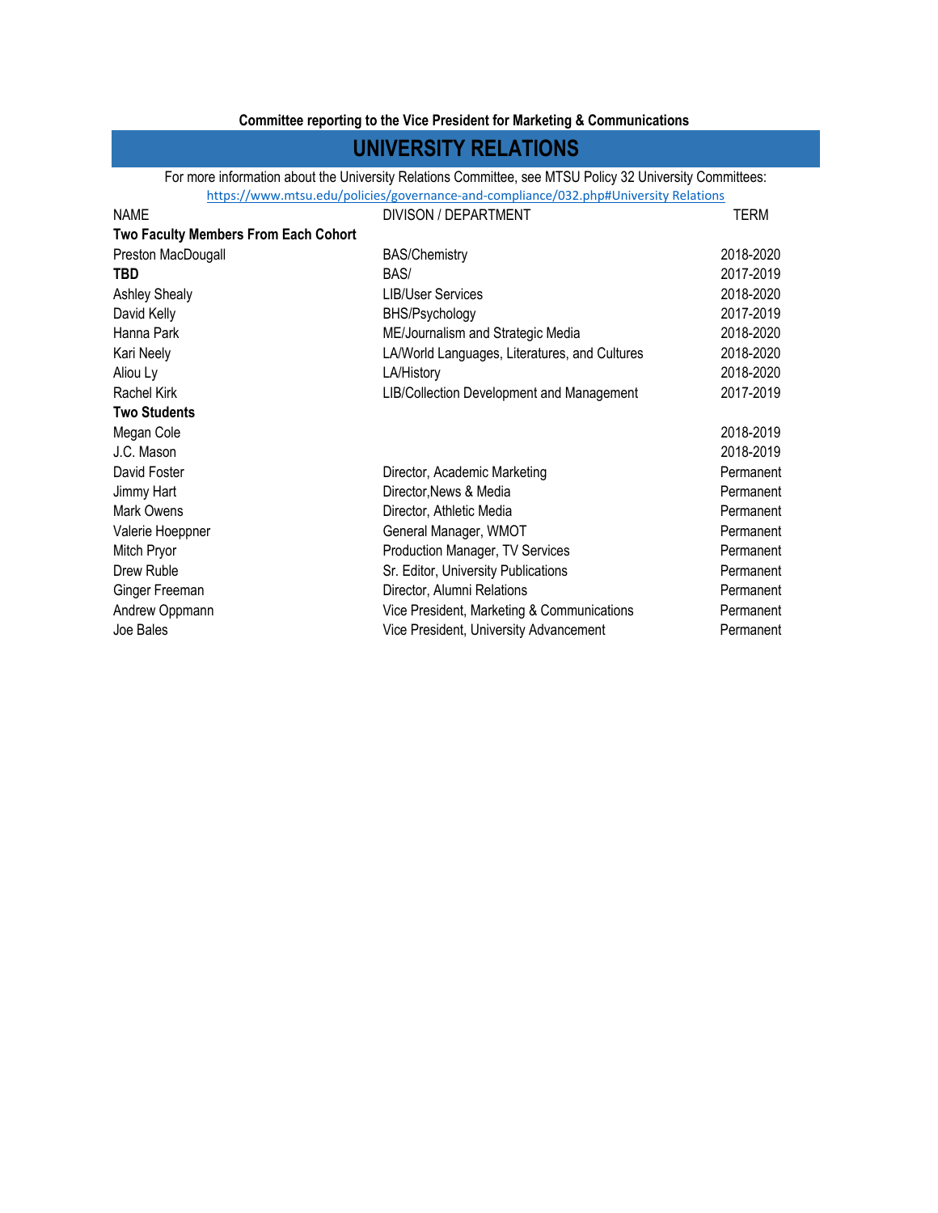**Committee reporting to the Vice President for Marketing & Communications**

# UNIVERSITY RELATIONS

For more information about the University Relations Committee, see MTSU Policy 32 University Committees:
https://www.mtsu.edu/policies/governance-and-compliance/032.php#University Relations

| NAME | DIVISON / DEPARTMENT | TERM |
|---|---|---|
| **Two Faculty Members From Each Cohort** | | |
| Preston MacDougall | BAS/Chemistry | 2018-2020 |
| **TBD** | BAS/ | 2017-2019 |
| Ashley Shealy | LIB/User Services | 2018-2020 |
| David Kelly | BHS/Psychology | 2017-2019 |
| Hanna Park | ME/Journalism and Strategic Media | 2018-2020 |
| Kari Neely | LA/World Languages, Literatures, and Cultures | 2018-2020 |
| Aliou Ly | LA/History | 2018-2020 |
| Rachel Kirk | LIB/Collection Development and Management | 2017-2019 |
| **Two Students** | | |
| Megan Cole | | 2018-2019 |
| J.C. Mason | | 2018-2019 |
| David Foster | Director, Academic Marketing | Permanent |
| Jimmy Hart | Director,News & Media | Permanent |
| Mark Owens | Director, Athletic Media | Permanent |
| Valerie Hoeppner | General Manager, WMOT | Permanent |
| Mitch Pryor | Production Manager, TV Services | Permanent |
| Drew Ruble | Sr. Editor, University Publications | Permanent |
| Ginger Freeman | Director, Alumni Relations | Permanent |
| Andrew Oppmann | Vice President, Marketing & Communications | Permanent |
| Joe Bales | Vice President, University Advancement | Permanent |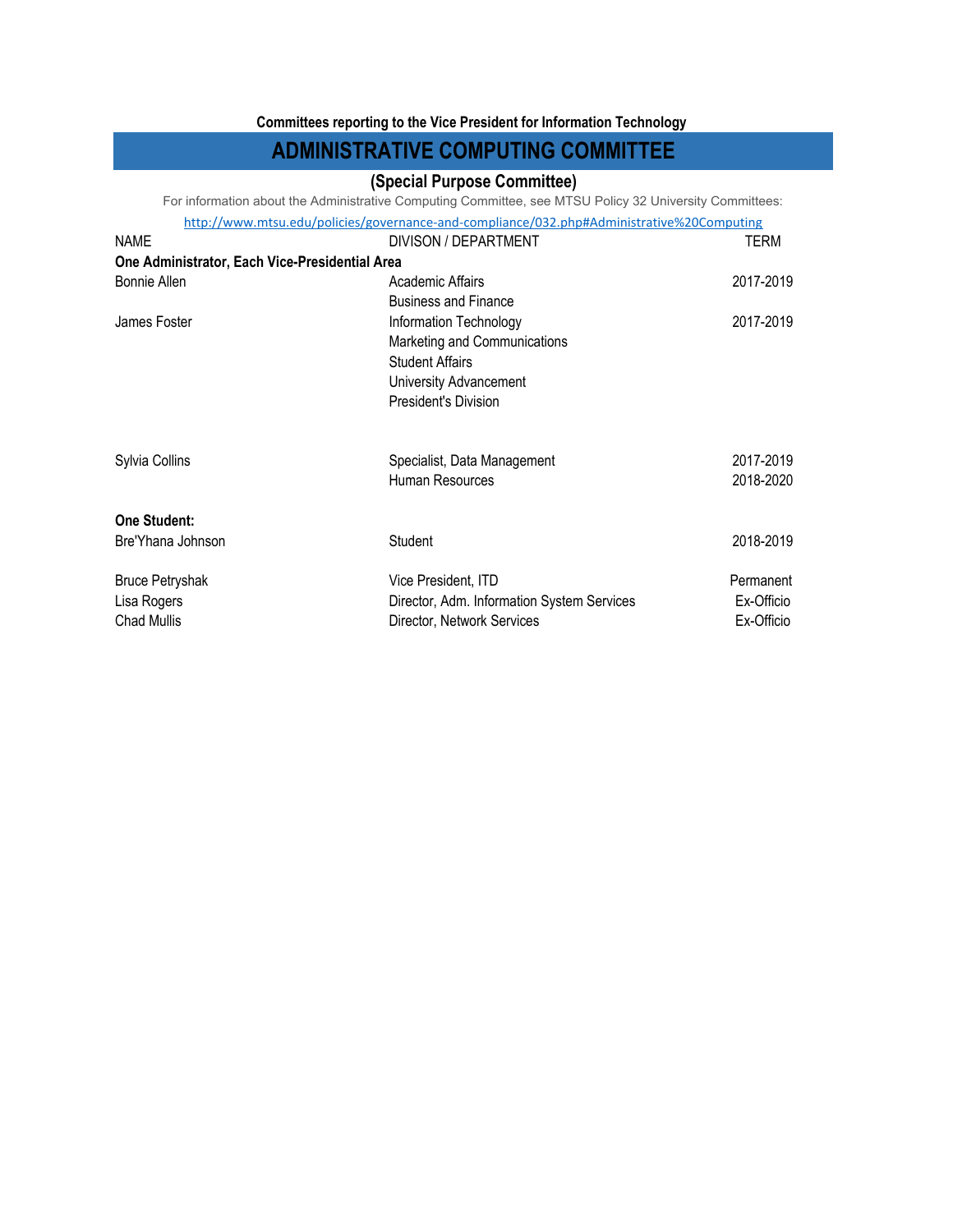**Committees reporting to the Vice President for Information Technology**

# ADMINISTRATIVE COMPUTING COMMITTEE

## (Special Purpose Committee)

For information about the Administrative Computing Committee, see MTSU Policy 32 University Committees:

http://www.mtsu.edu/policies/governance-and-compliance/032.php#Administrative%20Computing

| NAME | DIVISON / DEPARTMENT | TERM |
|---|---|---|
| **One Administrator, Each Vice-Presidential Area** | | |
| Bonnie Allen | Academic Affairs | 2017-2019 |
| | Business and Finance | |
| James Foster | Information Technology | 2017-2019 |
| | Marketing and Communications | |
| | Student Affairs | |
| | University Advancement | |
| | President's Division | |
| Sylvia Collins | Specialist, Data Management | 2017-2019 |
| | Human Resources | 2018-2020 |
| **One Student:** | | |
| Bre'Yhana Johnson | Student | 2018-2019 |
| Bruce Petryshak | Vice President, ITD | Permanent |
| Lisa Rogers | Director, Adm. Information System Services | Ex-Officio |
| Chad Mullis | Director, Network Services | Ex-Officio |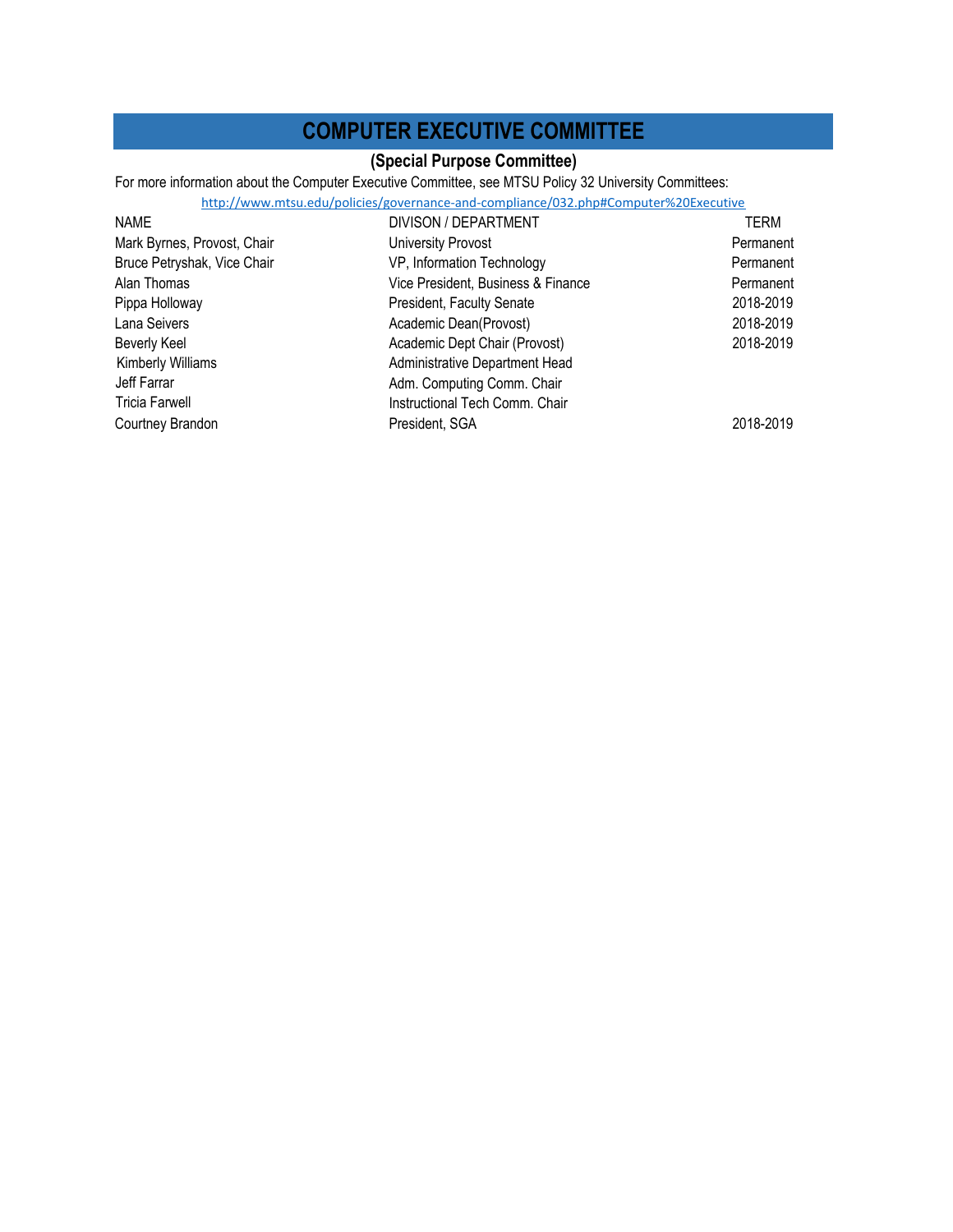# COMPUTER EXECUTIVE COMMITTEE

**(Special Purpose Committee)**

For more information about the Computer Executive Committee, see MTSU Policy 32 University Committees:

http://www.mtsu.edu/policies/governance-and-compliance/032.php#Computer%20Executive

| NAME | DIVISON / DEPARTMENT | TERM |
|---|---|---|
| Mark Byrnes, Provost, Chair | University Provost | Permanent |
| Bruce Petryshak, Vice Chair | VP, Information Technology | Permanent |
| Alan Thomas | Vice President, Business & Finance | Permanent |
| Pippa Holloway | President, Faculty Senate | 2018-2019 |
| Lana Seivers | Academic Dean(Provost) | 2018-2019 |
| Beverly Keel | Academic Dept Chair (Provost) | 2018-2019 |
| Kimberly Williams | Administrative Department Head | |
| Jeff Farrar | Adm. Computing Comm. Chair | |
| Tricia Farwell | Instructional Tech Comm. Chair | |
| Courtney Brandon | President, SGA | 2018-2019 |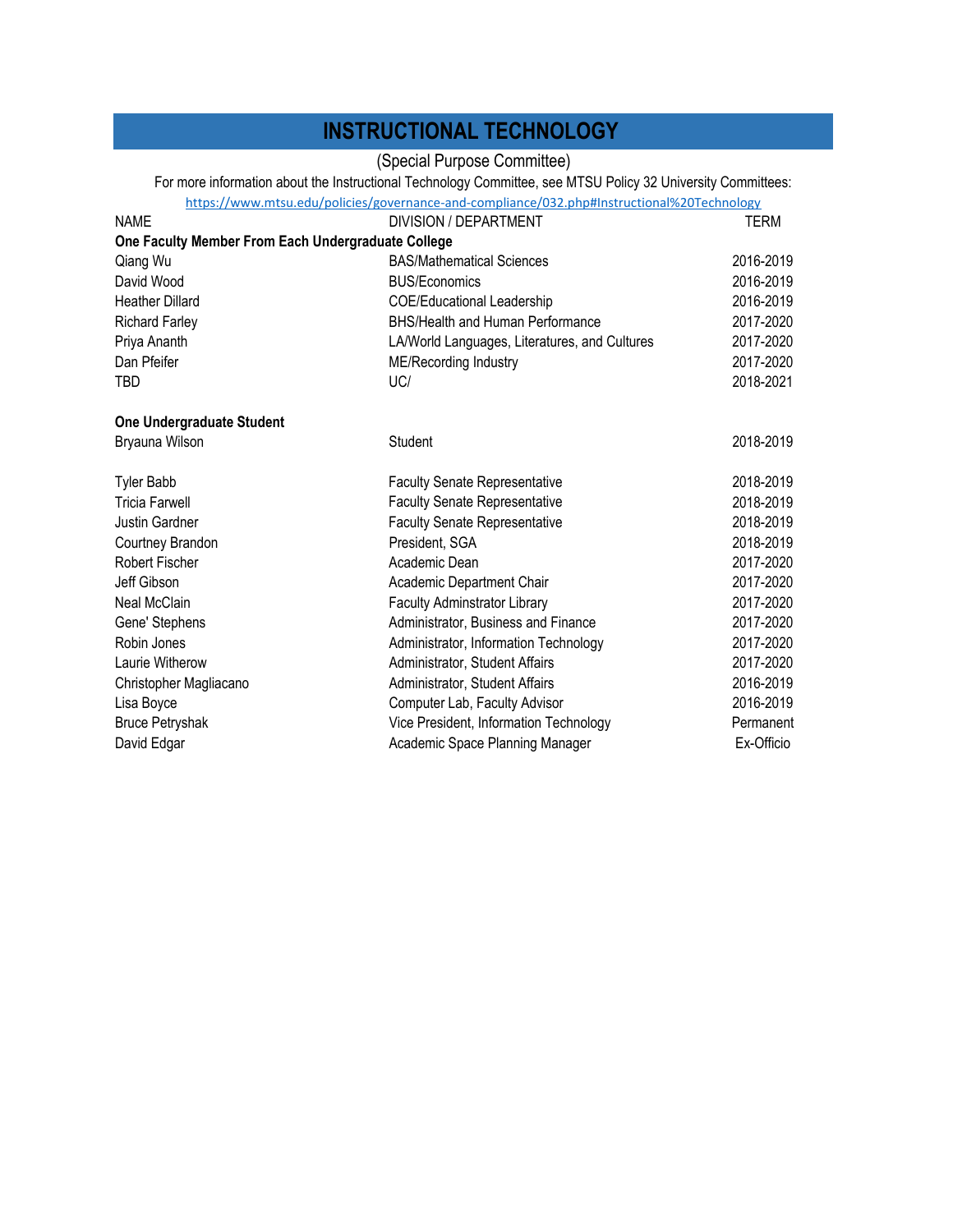# INSTRUCTIONAL TECHNOLOGY

(Special Purpose Committee)

For more information about the Instructional Technology Committee, see MTSU Policy 32 University Committees:

https://www.mtsu.edu/policies/governance-and-compliance/032.php#Instructional%20Technology

| NAME | DIVISION / DEPARTMENT | TERM |
|---|---|---|
| **One Faculty Member From Each Undergraduate College** | | |
| Qiang Wu | BAS/Mathematical Sciences | 2016-2019 |
| David Wood | BUS/Economics | 2016-2019 |
| Heather Dillard | COE/Educational Leadership | 2016-2019 |
| Richard Farley | BHS/Health and Human Performance | 2017-2020 |
| Priya Ananth | LA/World Languages, Literatures, and Cultures | 2017-2020 |
| Dan Pfeifer | ME/Recording Industry | 2017-2020 |
| TBD | UC/ | 2018-2021 |
| | | |
| **One Undergraduate Student** | | |
| Bryauna Wilson | Student | 2018-2019 |
| | | |
| Tyler Babb | Faculty Senate Representative | 2018-2019 |
| Tricia Farwell | Faculty Senate Representative | 2018-2019 |
| Justin Gardner | Faculty Senate Representative | 2018-2019 |
| Courtney Brandon | President, SGA | 2018-2019 |
| Robert Fischer | Academic Dean | 2017-2020 |
| Jeff Gibson | Academic Department Chair | 2017-2020 |
| Neal McClain | Faculty Adminstrator Library | 2017-2020 |
| Gene' Stephens | Administrator, Business and Finance | 2017-2020 |
| Robin Jones | Administrator, Information Technology | 2017-2020 |
| Laurie Witherow | Administrator, Student Affairs | 2017-2020 |
| Christopher Magliacano | Administrator, Student Affairs | 2016-2019 |
| Lisa Boyce | Computer Lab, Faculty Advisor | 2016-2019 |
| Bruce Petryshak | Vice President, Information Technology | Permanent |
| David Edgar | Academic Space Planning Manager | Ex-Officio |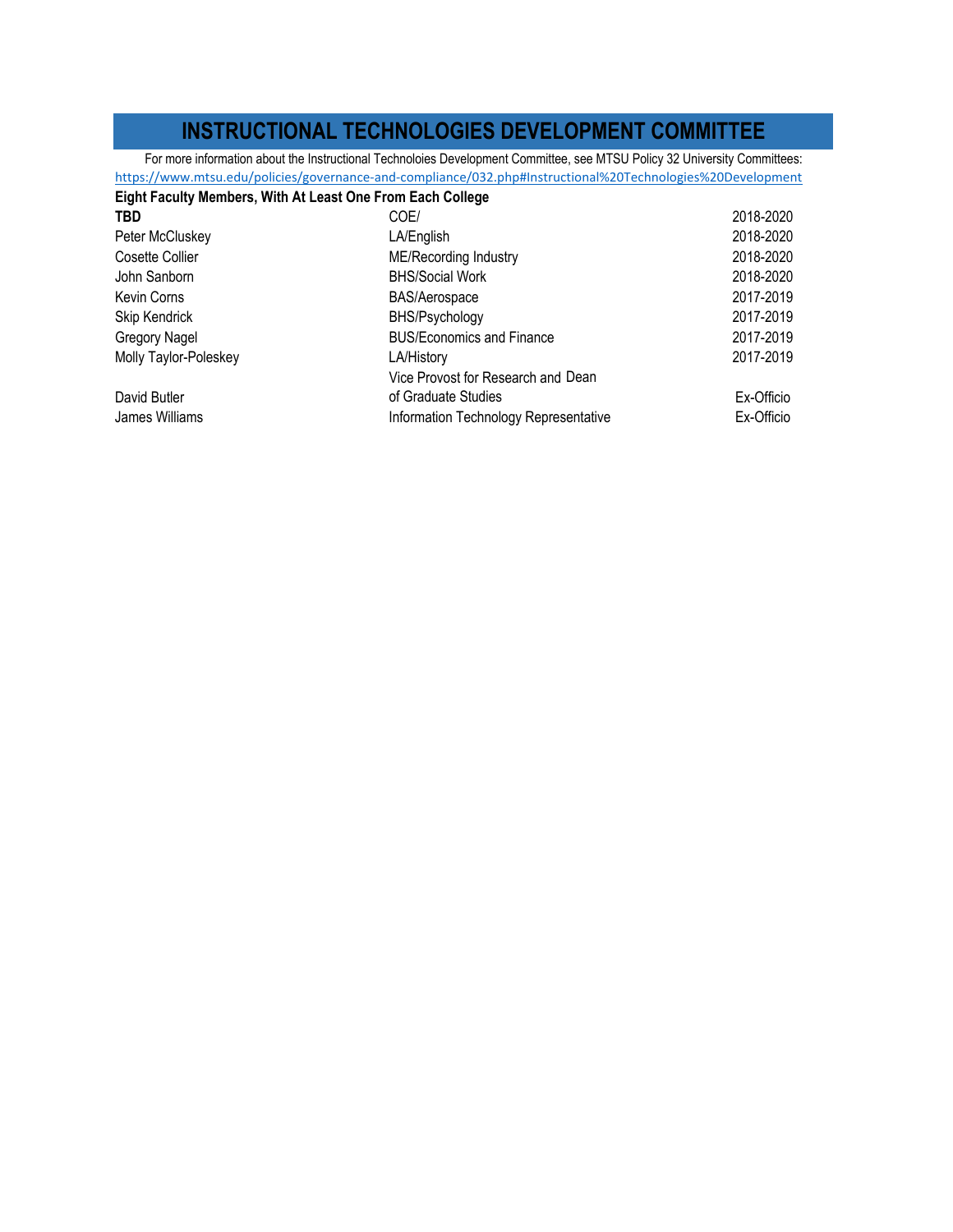# INSTRUCTIONAL TECHNOLOGIES DEVELOPMENT COMMITTEE

For more information about the Instructional Technoloies Development Committee, see MTSU Policy 32 University Committees: https://www.mtsu.edu/policies/governance-and-compliance/032.php#Instructional%20Technologies%20Development

**Eight Faculty Members, With At Least One From Each College**

| | | |
|---|---|---|
| **TBD** | COE/ | 2018-2020 |
| Peter McCluskey | LA/English | 2018-2020 |
| Cosette Collier | ME/Recording Industry | 2018-2020 |
| John Sanborn | BHS/Social Work | 2018-2020 |
| Kevin Corns | BAS/Aerospace | 2017-2019 |
| Skip Kendrick | BHS/Psychology | 2017-2019 |
| Gregory Nagel | BUS/Economics and Finance | 2017-2019 |
| Molly Taylor-Poleskey | LA/History | 2017-2019 |
| David Butler | Vice Provost for Research and Dean of Graduate Studies | Ex-Officio |
| James Williams | Information Technology Representative | Ex-Officio |